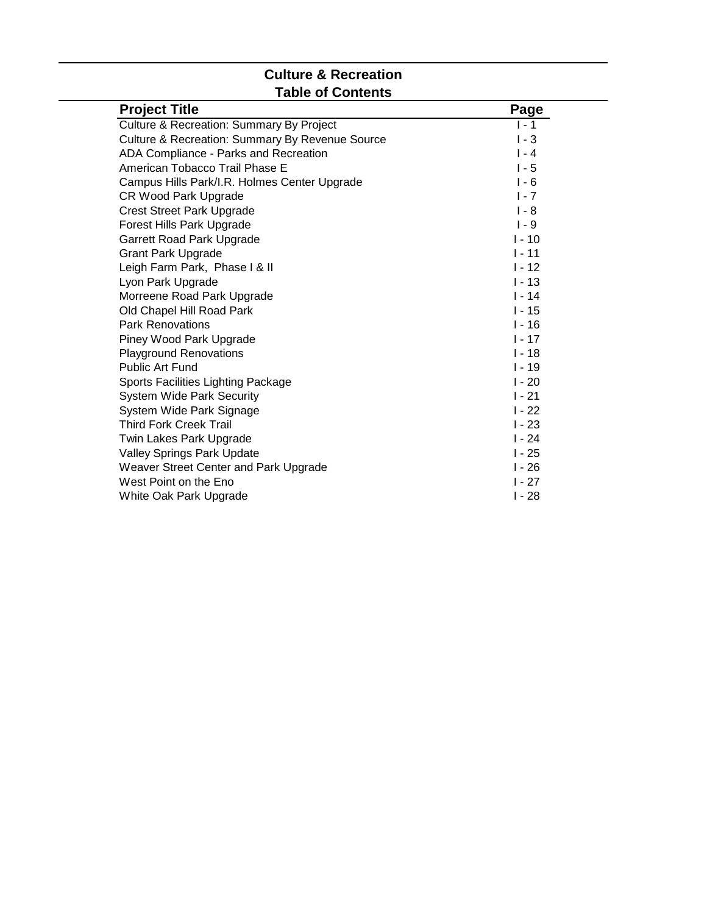# Culture & Recreation
## Table of Contents

| Project Title | Page |
| --- | --- |
| Culture & Recreation: Summary By Project | I - 1 |
| Culture & Recreation: Summary By Revenue Source | I - 3 |
| ADA Compliance - Parks and Recreation | I - 4 |
| American Tobacco Trail Phase E | I - 5 |
| Campus Hills Park/I.R. Holmes Center Upgrade | I - 6 |
| CR Wood Park Upgrade | I - 7 |
| Crest Street Park Upgrade | I - 8 |
| Forest Hills Park Upgrade | I - 9 |
| Garrett Road Park Upgrade | I - 10 |
| Grant Park Upgrade | I - 11 |
| Leigh Farm Park, Phase I & II | I - 12 |
| Lyon Park Upgrade | I - 13 |
| Morreene Road Park Upgrade | I - 14 |
| Old Chapel Hill Road Park | I - 15 |
| Park Renovations | I - 16 |
| Piney Wood Park Upgrade | I - 17 |
| Playground Renovations | I - 18 |
| Public Art Fund | I - 19 |
| Sports Facilities Lighting Package | I - 20 |
| System Wide Park Security | I - 21 |
| System Wide Park Signage | I - 22 |
| Third Fork Creek Trail | I - 23 |
| Twin Lakes Park Upgrade | I - 24 |
| Valley Springs Park Update | I - 25 |
| Weaver Street Center and Park Upgrade | I - 26 |
| West Point on the Eno | I - 27 |
| White Oak Park Upgrade | I - 28 |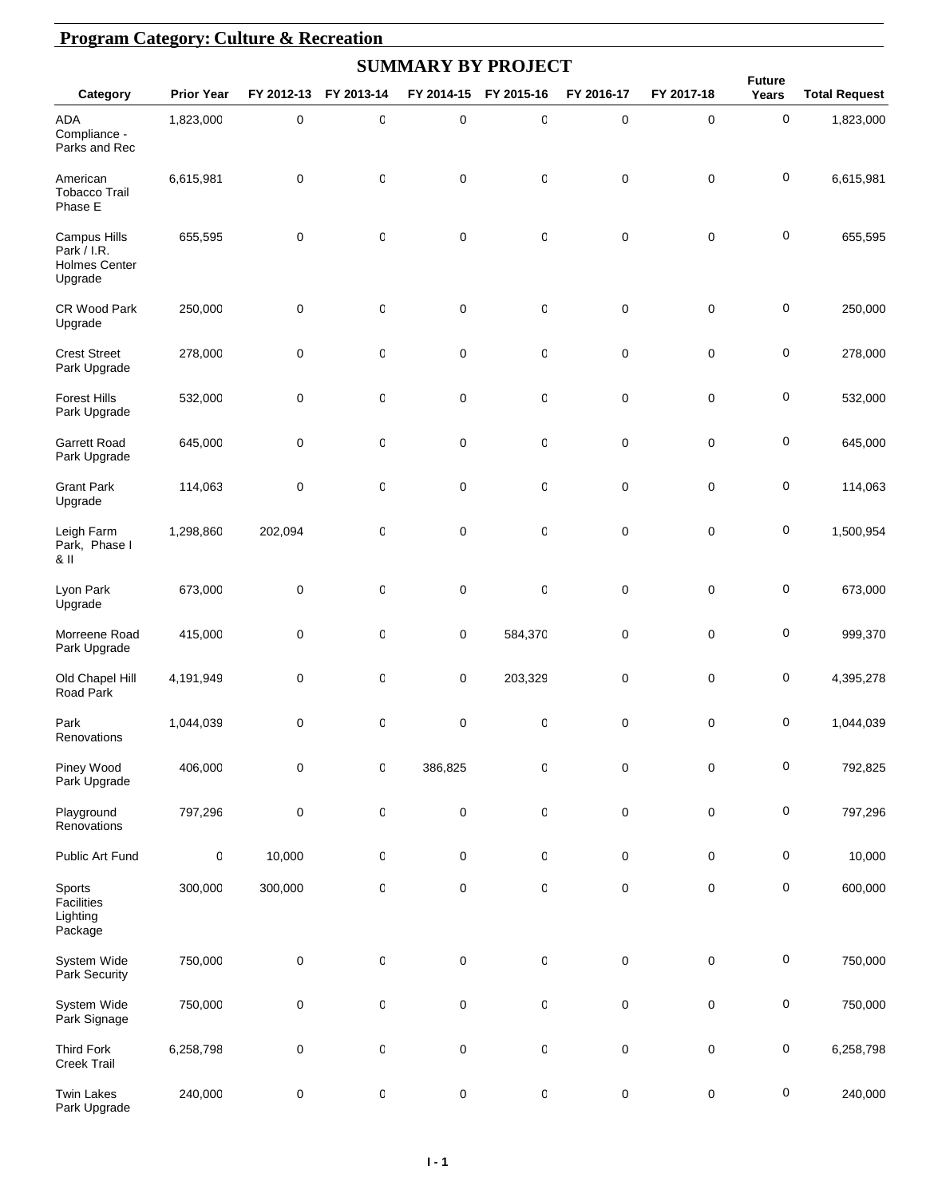## Program Category: Culture & Recreation

### SUMMARY BY PROJECT

| Category | Prior Year | FY 2012-13 | FY 2013-14 | FY 2014-15 | FY 2015-16 | FY 2016-17 | FY 2017-18 | Future Years | Total Request |
|---|---|---|---|---|---|---|---|---|---|
| ADA Compliance - Parks and Rec | 1,823,000 | 0 | 0 | 0 | 0 | 0 | 0 | 0 | 1,823,000 |
| American Tobacco Trail Phase E | 6,615,981 | 0 | 0 | 0 | 0 | 0 | 0 | 0 | 6,615,981 |
| Campus Hills Park / I.R. Holmes Center Upgrade | 655,595 | 0 | 0 | 0 | 0 | 0 | 0 | 0 | 655,595 |
| CR Wood Park Upgrade | 250,000 | 0 | 0 | 0 | 0 | 0 | 0 | 0 | 250,000 |
| Crest Street Park Upgrade | 278,000 | 0 | 0 | 0 | 0 | 0 | 0 | 0 | 278,000 |
| Forest Hills Park Upgrade | 532,000 | 0 | 0 | 0 | 0 | 0 | 0 | 0 | 532,000 |
| Garrett Road Park Upgrade | 645,000 | 0 | 0 | 0 | 0 | 0 | 0 | 0 | 645,000 |
| Grant Park Upgrade | 114,063 | 0 | 0 | 0 | 0 | 0 | 0 | 0 | 114,063 |
| Leigh Farm Park, Phase I & II | 1,298,860 | 202,094 | 0 | 0 | 0 | 0 | 0 | 0 | 1,500,954 |
| Lyon Park Upgrade | 673,000 | 0 | 0 | 0 | 0 | 0 | 0 | 0 | 673,000 |
| Morreene Road Park Upgrade | 415,000 | 0 | 0 | 0 | 584,370 | 0 | 0 | 0 | 999,370 |
| Old Chapel Hill Road Park | 4,191,949 | 0 | 0 | 0 | 203,329 | 0 | 0 | 0 | 4,395,278 |
| Park Renovations | 1,044,039 | 0 | 0 | 0 | 0 | 0 | 0 | 0 | 1,044,039 |
| Piney Wood Park Upgrade | 406,000 | 0 | 0 | 386,825 | 0 | 0 | 0 | 0 | 792,825 |
| Playground Renovations | 797,296 | 0 | 0 | 0 | 0 | 0 | 0 | 0 | 797,296 |
| Public Art Fund | 0 | 10,000 | 0 | 0 | 0 | 0 | 0 | 0 | 10,000 |
| Sports Facilities Lighting Package | 300,000 | 300,000 | 0 | 0 | 0 | 0 | 0 | 0 | 600,000 |
| System Wide Park Security | 750,000 | 0 | 0 | 0 | 0 | 0 | 0 | 0 | 750,000 |
| System Wide Park Signage | 750,000 | 0 | 0 | 0 | 0 | 0 | 0 | 0 | 750,000 |
| Third Fork Creek Trail | 6,258,798 | 0 | 0 | 0 | 0 | 0 | 0 | 0 | 6,258,798 |
| Twin Lakes Park Upgrade | 240,000 | 0 | 0 | 0 | 0 | 0 | 0 | 0 | 240,000 |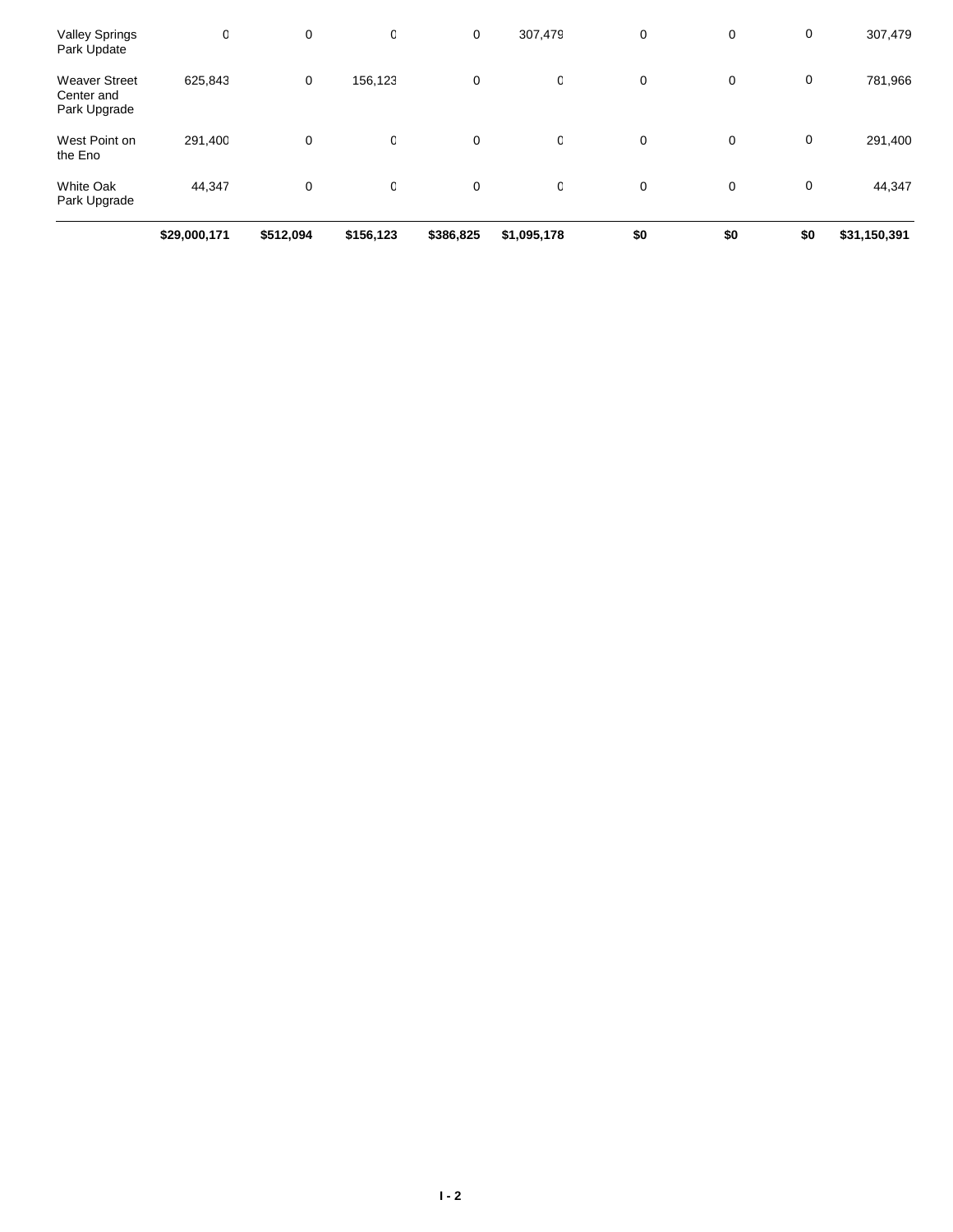| | | | | | | | | | |
|---|---|---|---|---|---|---|---|---|---|
| Valley Springs Park Update | 0 | 0 | 0 | 0 | 307,479 | 0 | 0 | 0 | 307,479 |
| Weaver Street Center and Park Upgrade | 625,843 | 0 | 156,123 | 0 | 0 | 0 | 0 | 0 | 781,966 |
| West Point on the Eno | 291,400 | 0 | 0 | 0 | 0 | 0 | 0 | 0 | 291,400 |
| White Oak Park Upgrade | 44,347 | 0 | 0 | 0 | 0 | 0 | 0 | 0 | 44,347 |
| | **$29,000,171** | **$512,094** | **$156,123** | **$386,825** | **$1,095,178** | **$0** | **$0** | **$0** | **$31,150,391** |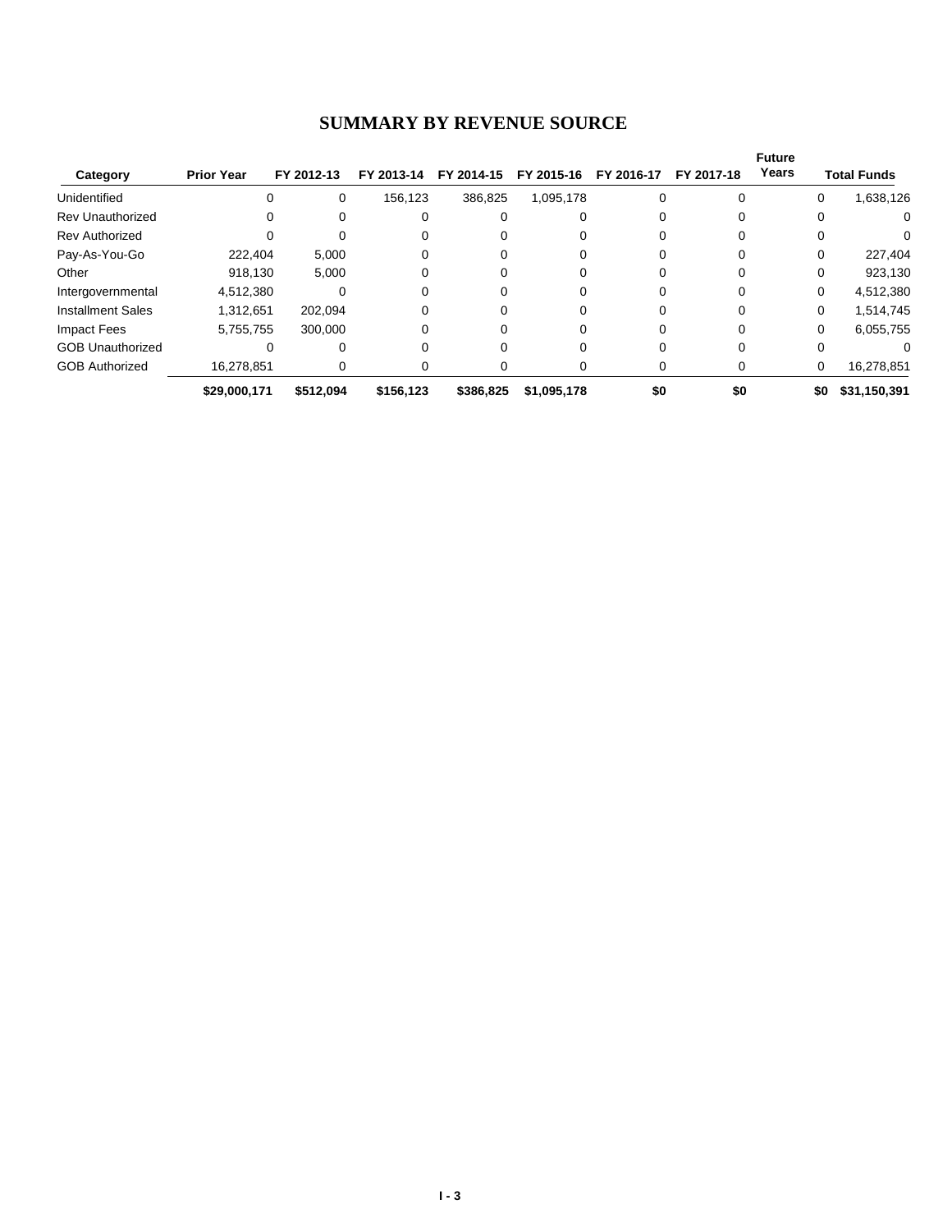# SUMMARY BY REVENUE SOURCE

| Category | Prior Year | FY 2012-13 | FY 2013-14 | FY 2014-15 | FY 2015-16 | FY 2016-17 | FY 2017-18 | Future Years | Total Funds |
|---|---|---|---|---|---|---|---|---|---|
| Unidentified | 0 | 0 | 156,123 | 386,825 | 1,095,178 | 0 | 0 | 0 | 1,638,126 |
| Rev Unauthorized | 0 | 0 | 0 | 0 | 0 | 0 | 0 | 0 | 0 |
| Rev Authorized | 0 | 0 | 0 | 0 | 0 | 0 | 0 | 0 | 0 |
| Pay-As-You-Go | 222,404 | 5,000 | 0 | 0 | 0 | 0 | 0 | 0 | 227,404 |
| Other | 918,130 | 5,000 | 0 | 0 | 0 | 0 | 0 | 0 | 923,130 |
| Intergovernmental | 4,512,380 | 0 | 0 | 0 | 0 | 0 | 0 | 0 | 4,512,380 |
| Installment Sales | 1,312,651 | 202,094 | 0 | 0 | 0 | 0 | 0 | 0 | 1,514,745 |
| Impact Fees | 5,755,755 | 300,000 | 0 | 0 | 0 | 0 | 0 | 0 | 6,055,755 |
| GOB Unauthorized | 0 | 0 | 0 | 0 | 0 | 0 | 0 | 0 | 0 |
| GOB Authorized | 16,278,851 | 0 | 0 | 0 | 0 | 0 | 0 | 0 | 16,278,851 |
| | **$29,000,171** | **$512,094** | **$156,123** | **$386,825** | **$1,095,178** | **$0** | **$0** | **$0** | **$31,150,391** |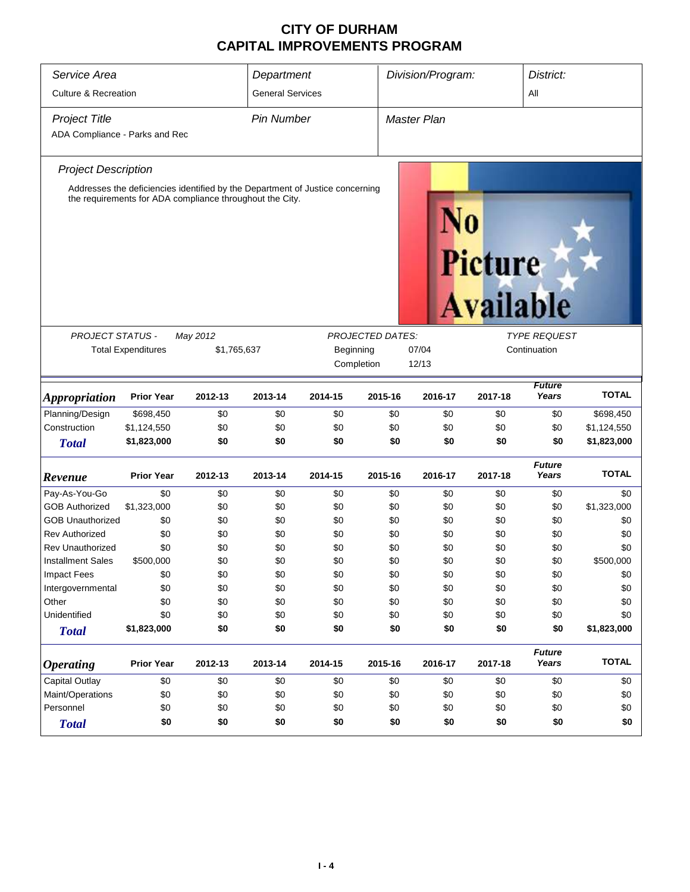# CITY OF DURHAM
# CAPITAL IMPROVEMENTS PROGRAM

| *Service Area* | *Department* | *Division/Program:* | *District:* |
|---|---|---|---|
| Culture & Recreation | General Services | | All |

| *Project Title* | *Pin Number* | *Master Plan* |
|---|---|---|
| ADA Compliance - Parks and Rec | | |

*Project Description*

Addresses the deficiencies identified by the Department of Justice concerning the requirements for ADA compliance throughout the City.

No Picture Available

| *PROJECT STATUS -* | *May 2012* | *PROJECTED DATES:* | | *TYPE REQUEST* |
|---|---|---|---|---|
| Total Expenditures | $1,765,637 | Beginning | 07/04 | Continuation |
| | | Completion | 12/13 | |

| *Appropriation* | Prior Year | 2012-13 | 2013-14 | 2014-15 | 2015-16 | 2016-17 | 2017-18 | *Future Years* | TOTAL |
|---|---|---|---|---|---|---|---|---|---|
| Planning/Design | $698,450 | $0 | $0 | $0 | $0 | $0 | $0 | $0 | $698,450 |
| Construction | $1,124,550 | $0 | $0 | $0 | $0 | $0 | $0 | $0 | $1,124,550 |
| **Total** | **$1,823,000** | **$0** | **$0** | **$0** | **$0** | **$0** | **$0** | **$0** | **$1,823,000** |

| *Revenue* | Prior Year | 2012-13 | 2013-14 | 2014-15 | 2015-16 | 2016-17 | 2017-18 | *Future Years* | TOTAL |
|---|---|---|---|---|---|---|---|---|---|
| Pay-As-You-Go | $0 | $0 | $0 | $0 | $0 | $0 | $0 | $0 | $0 |
| GOB Authorized | $1,323,000 | $0 | $0 | $0 | $0 | $0 | $0 | $0 | $1,323,000 |
| GOB Unauthorized | $0 | $0 | $0 | $0 | $0 | $0 | $0 | $0 | $0 |
| Rev Authorized | $0 | $0 | $0 | $0 | $0 | $0 | $0 | $0 | $0 |
| Rev Unauthorized | $0 | $0 | $0 | $0 | $0 | $0 | $0 | $0 | $0 |
| Installment Sales | $500,000 | $0 | $0 | $0 | $0 | $0 | $0 | $0 | $500,000 |
| Impact Fees | $0 | $0 | $0 | $0 | $0 | $0 | $0 | $0 | $0 |
| Intergovernmental | $0 | $0 | $0 | $0 | $0 | $0 | $0 | $0 | $0 |
| Other | $0 | $0 | $0 | $0 | $0 | $0 | $0 | $0 | $0 |
| Unidentified | $0 | $0 | $0 | $0 | $0 | $0 | $0 | $0 | $0 |
| **Total** | **$1,823,000** | **$0** | **$0** | **$0** | **$0** | **$0** | **$0** | **$0** | **$1,823,000** |

| *Operating* | Prior Year | 2012-13 | 2013-14 | 2014-15 | 2015-16 | 2016-17 | 2017-18 | *Future Years* | TOTAL |
|---|---|---|---|---|---|---|---|---|---|
| Capital Outlay | $0 | $0 | $0 | $0 | $0 | $0 | $0 | $0 | $0 |
| Maint/Operations | $0 | $0 | $0 | $0 | $0 | $0 | $0 | $0 | $0 |
| Personnel | $0 | $0 | $0 | $0 | $0 | $0 | $0 | $0 | $0 |
| **Total** | **$0** | **$0** | **$0** | **$0** | **$0** | **$0** | **$0** | **$0** | **$0** |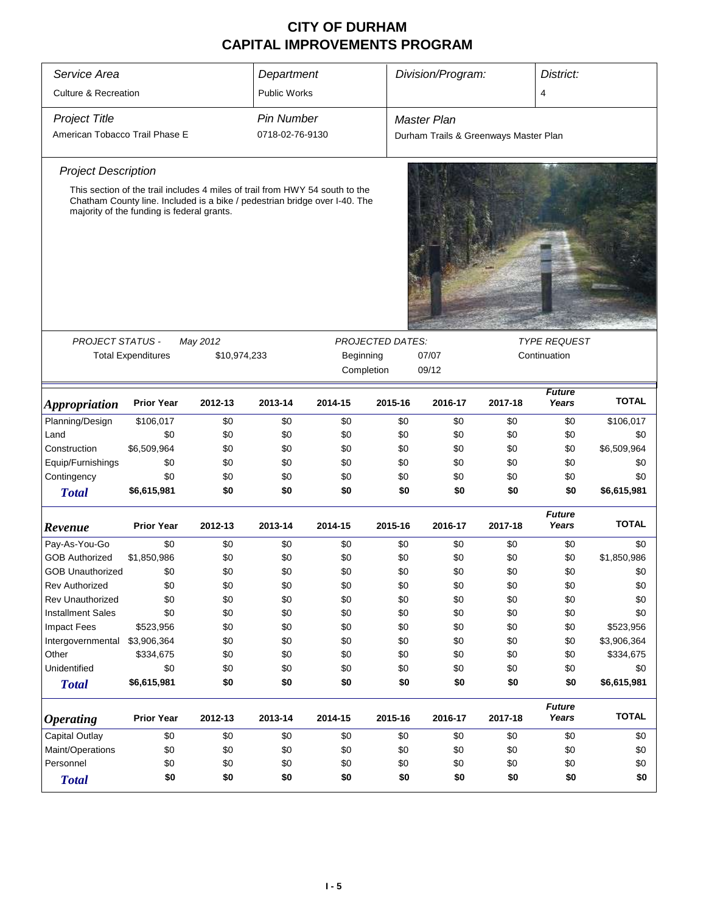# CITY OF DURHAM
# CAPITAL IMPROVEMENTS PROGRAM

| *Service Area* | *Department* | *Division/Program:* | *District:* |
|---|---|---|---|
| Culture & Recreation | Public Works | | 4 |

| *Project Title* | *Pin Number* | *Master Plan* |
|---|---|---|
| American Tobacco Trail Phase E | 0718-02-76-9130 | Durham Trails & Greenways Master Plan |

*Project Description*

This section of the trail includes 4 miles of trail from HWY 54 south to the Chatham County line. Included is a bike / pedestrian bridge over I-40. The majority of the funding is federal grants.

| *PROJECT STATUS -* | *May 2012* | *PROJECTED DATES:* | | *TYPE REQUEST* |
|---|---|---|---|---|
| Total Expenditures | $10,974,233 | Beginning | 07/07 | Continuation |
| | | Completion | 09/12 | |

| *Appropriation* | Prior Year | 2012-13 | 2013-14 | 2014-15 | 2015-16 | 2016-17 | 2017-18 | *Future Years* | TOTAL |
|---|---|---|---|---|---|---|---|---|---|
| Planning/Design | $106,017 | $0 | $0 | $0 | $0 | $0 | $0 | $0 | $106,017 |
| Land | $0 | $0 | $0 | $0 | $0 | $0 | $0 | $0 | $0 |
| Construction | $6,509,964 | $0 | $0 | $0 | $0 | $0 | $0 | $0 | $6,509,964 |
| Equip/Furnishings | $0 | $0 | $0 | $0 | $0 | $0 | $0 | $0 | $0 |
| Contingency | $0 | $0 | $0 | $0 | $0 | $0 | $0 | $0 | $0 |
| ***Total*** | **$6,615,981** | **$0** | **$0** | **$0** | **$0** | **$0** | **$0** | **$0** | **$6,615,981** |

| *Revenue* | Prior Year | 2012-13 | 2013-14 | 2014-15 | 2015-16 | 2016-17 | 2017-18 | *Future Years* | TOTAL |
|---|---|---|---|---|---|---|---|---|---|
| Pay-As-You-Go | $0 | $0 | $0 | $0 | $0 | $0 | $0 | $0 | $0 |
| GOB Authorized | $1,850,986 | $0 | $0 | $0 | $0 | $0 | $0 | $0 | $1,850,986 |
| GOB Unauthorized | $0 | $0 | $0 | $0 | $0 | $0 | $0 | $0 | $0 |
| Rev Authorized | $0 | $0 | $0 | $0 | $0 | $0 | $0 | $0 | $0 |
| Rev Unauthorized | $0 | $0 | $0 | $0 | $0 | $0 | $0 | $0 | $0 |
| Installment Sales | $0 | $0 | $0 | $0 | $0 | $0 | $0 | $0 | $0 |
| Impact Fees | $523,956 | $0 | $0 | $0 | $0 | $0 | $0 | $0 | $523,956 |
| Intergovernmental | $3,906,364 | $0 | $0 | $0 | $0 | $0 | $0 | $0 | $3,906,364 |
| Other | $334,675 | $0 | $0 | $0 | $0 | $0 | $0 | $0 | $334,675 |
| Unidentified | $0 | $0 | $0 | $0 | $0 | $0 | $0 | $0 | $0 |
| ***Total*** | **$6,615,981** | **$0** | **$0** | **$0** | **$0** | **$0** | **$0** | **$0** | **$6,615,981** |

| *Operating* | Prior Year | 2012-13 | 2013-14 | 2014-15 | 2015-16 | 2016-17 | 2017-18 | *Future Years* | TOTAL |
|---|---|---|---|---|---|---|---|---|---|
| Capital Outlay | $0 | $0 | $0 | $0 | $0 | $0 | $0 | $0 | $0 |
| Maint/Operations | $0 | $0 | $0 | $0 | $0 | $0 | $0 | $0 | $0 |
| Personnel | $0 | $0 | $0 | $0 | $0 | $0 | $0 | $0 | $0 |
| ***Total*** | **$0** | **$0** | **$0** | **$0** | **$0** | **$0** | **$0** | **$0** | **$0** |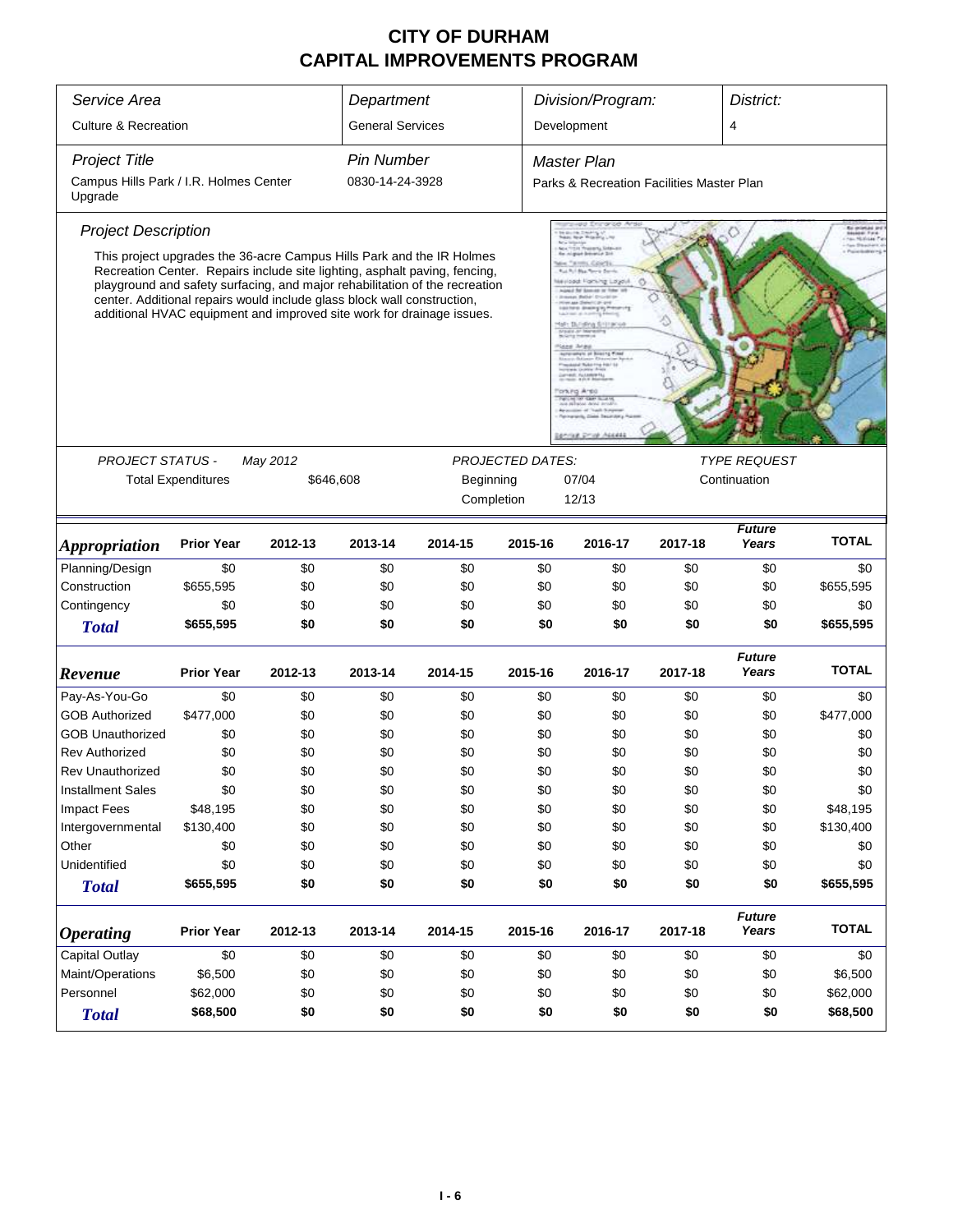# CITY OF DURHAM
# CAPITAL IMPROVEMENTS PROGRAM

| *Service Area* | *Department* | *Division/Program:* | *District:* |
|---|---|---|---|
| Culture & Recreation | General Services | Development | 4 |

| *Project Title* | *Pin Number* | *Master Plan* |
|---|---|---|
| Campus Hills Park / I.R. Holmes Center Upgrade | 0830-14-24-3928 | Parks & Recreation Facilities Master Plan |

### *Project Description*

This project upgrades the 36-acre Campus Hills Park and the IR Holmes Recreation Center. Repairs include site lighting, asphalt paving, fencing, playground and safety surfacing, and major rehabilitation of the recreation center. Additional repairs would include glass block wall construction, additional HVAC equipment and improved site work for drainage issues.

| *PROJECT STATUS -* May 2012 | | *PROJECTED DATES:* | | *TYPE REQUEST* |
|---|---|---|---|---|
| Total Expenditures | $646,608 | Beginning | 07/04 | Continuation |
| | | Completion | 12/13 | |

| *Appropriation* | Prior Year | 2012-13 | 2013-14 | 2014-15 | 2015-16 | 2016-17 | 2017-18 | *Future Years* | TOTAL |
|---|---|---|---|---|---|---|---|---|---|
| Planning/Design | $0 | $0 | $0 | $0 | $0 | $0 | $0 | $0 | $0 |
| Construction | $655,595 | $0 | $0 | $0 | $0 | $0 | $0 | $0 | $655,595 |
| Contingency | $0 | $0 | $0 | $0 | $0 | $0 | $0 | $0 | $0 |
| ***Total*** | **$655,595** | **$0** | **$0** | **$0** | **$0** | **$0** | **$0** | **$0** | **$655,595** |

| *Revenue* | Prior Year | 2012-13 | 2013-14 | 2014-15 | 2015-16 | 2016-17 | 2017-18 | *Future Years* | TOTAL |
|---|---|---|---|---|---|---|---|---|---|
| Pay-As-You-Go | $0 | $0 | $0 | $0 | $0 | $0 | $0 | $0 | $0 |
| GOB Authorized | $477,000 | $0 | $0 | $0 | $0 | $0 | $0 | $0 | $477,000 |
| GOB Unauthorized | $0 | $0 | $0 | $0 | $0 | $0 | $0 | $0 | $0 |
| Rev Authorized | $0 | $0 | $0 | $0 | $0 | $0 | $0 | $0 | $0 |
| Rev Unauthorized | $0 | $0 | $0 | $0 | $0 | $0 | $0 | $0 | $0 |
| Installment Sales | $0 | $0 | $0 | $0 | $0 | $0 | $0 | $0 | $0 |
| Impact Fees | $48,195 | $0 | $0 | $0 | $0 | $0 | $0 | $0 | $48,195 |
| Intergovernmental | $130,400 | $0 | $0 | $0 | $0 | $0 | $0 | $0 | $130,400 |
| Other | $0 | $0 | $0 | $0 | $0 | $0 | $0 | $0 | $0 |
| Unidentified | $0 | $0 | $0 | $0 | $0 | $0 | $0 | $0 | $0 |
| ***Total*** | **$655,595** | **$0** | **$0** | **$0** | **$0** | **$0** | **$0** | **$0** | **$655,595** |

| *Operating* | Prior Year | 2012-13 | 2013-14 | 2014-15 | 2015-16 | 2016-17 | 2017-18 | *Future Years* | TOTAL |
|---|---|---|---|---|---|---|---|---|---|
| Capital Outlay | $0 | $0 | $0 | $0 | $0 | $0 | $0 | $0 | $0 |
| Maint/Operations | $6,500 | $0 | $0 | $0 | $0 | $0 | $0 | $0 | $6,500 |
| Personnel | $62,000 | $0 | $0 | $0 | $0 | $0 | $0 | $0 | $62,000 |
| ***Total*** | **$68,500** | **$0** | **$0** | **$0** | **$0** | **$0** | **$0** | **$0** | **$68,500** |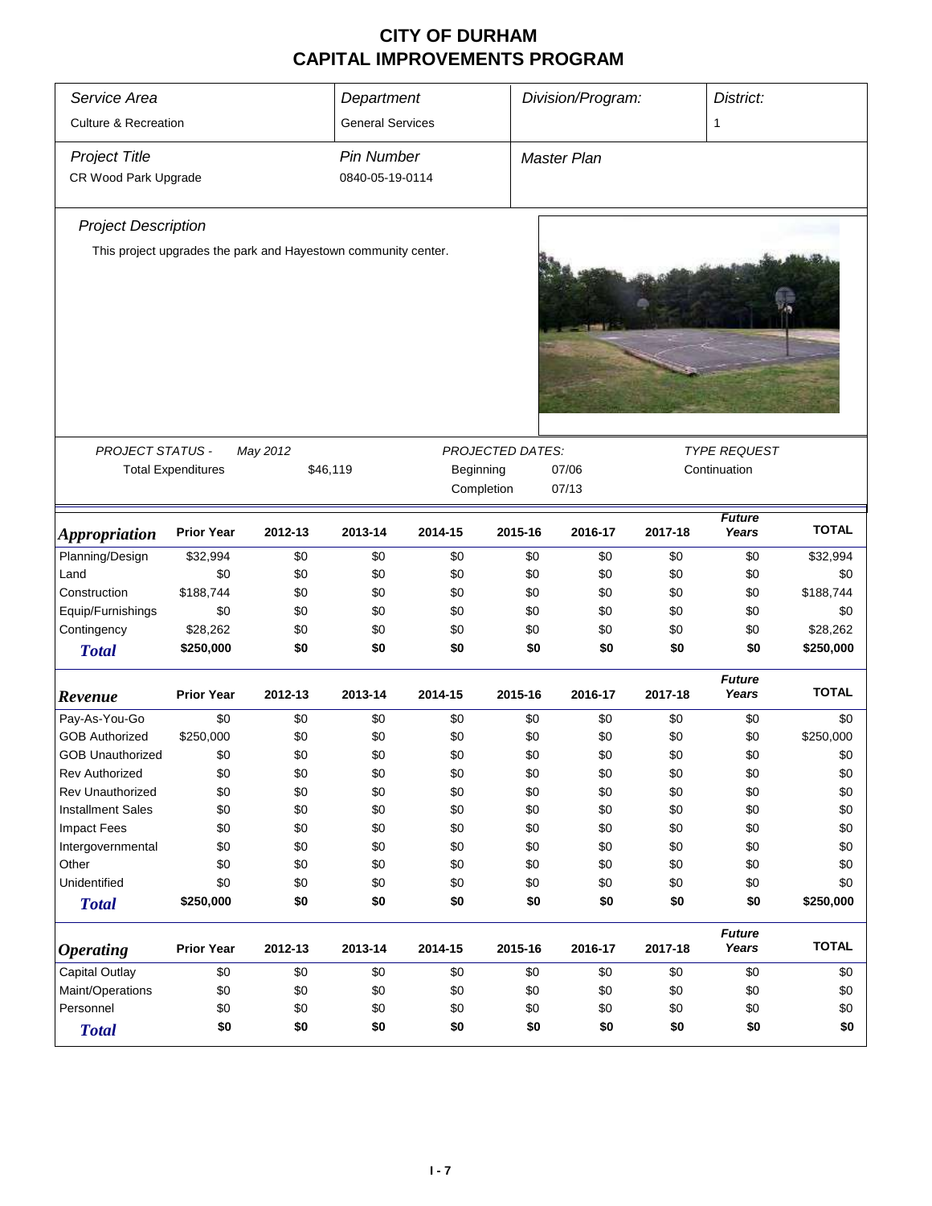# CITY OF DURHAM
# CAPITAL IMPROVEMENTS PROGRAM

| *Service Area* | *Department* | *Division/Program:* | *District:* |
|---|---|---|---|
| Culture & Recreation | General Services | | 1 |

| *Project Title* | *Pin Number* | *Master Plan* |
|---|---|---|
| CR Wood Park Upgrade | 0840-05-19-0114 | |

*Project Description*

This project upgrades the park and Hayestown community center.

| *PROJECT STATUS -* | *May 2012* | *PROJECTED DATES:* | | *TYPE REQUEST* |
|---|---|---|---|---|
| Total Expenditures | $46,119 | Beginning | 07/06 | Continuation |
| | | Completion | 07/13 | |

| *Appropriation* | Prior Year | 2012-13 | 2013-14 | 2014-15 | 2015-16 | 2016-17 | 2017-18 | *Future Years* | TOTAL |
|---|---|---|---|---|---|---|---|---|---|
| Planning/Design | $32,994 | $0 | $0 | $0 | $0 | $0 | $0 | $0 | $32,994 |
| Land | $0 | $0 | $0 | $0 | $0 | $0 | $0 | $0 | $0 |
| Construction | $188,744 | $0 | $0 | $0 | $0 | $0 | $0 | $0 | $188,744 |
| Equip/Furnishings | $0 | $0 | $0 | $0 | $0 | $0 | $0 | $0 | $0 |
| Contingency | $28,262 | $0 | $0 | $0 | $0 | $0 | $0 | $0 | $28,262 |
| ***Total*** | **$250,000** | **$0** | **$0** | **$0** | **$0** | **$0** | **$0** | **$0** | **$250,000** |

| *Revenue* | Prior Year | 2012-13 | 2013-14 | 2014-15 | 2015-16 | 2016-17 | 2017-18 | *Future Years* | TOTAL |
|---|---|---|---|---|---|---|---|---|---|
| Pay-As-You-Go | $0 | $0 | $0 | $0 | $0 | $0 | $0 | $0 | $0 |
| GOB Authorized | $250,000 | $0 | $0 | $0 | $0 | $0 | $0 | $0 | $250,000 |
| GOB Unauthorized | $0 | $0 | $0 | $0 | $0 | $0 | $0 | $0 | $0 |
| Rev Authorized | $0 | $0 | $0 | $0 | $0 | $0 | $0 | $0 | $0 |
| Rev Unauthorized | $0 | $0 | $0 | $0 | $0 | $0 | $0 | $0 | $0 |
| Installment Sales | $0 | $0 | $0 | $0 | $0 | $0 | $0 | $0 | $0 |
| Impact Fees | $0 | $0 | $0 | $0 | $0 | $0 | $0 | $0 | $0 |
| Intergovernmental | $0 | $0 | $0 | $0 | $0 | $0 | $0 | $0 | $0 |
| Other | $0 | $0 | $0 | $0 | $0 | $0 | $0 | $0 | $0 |
| Unidentified | $0 | $0 | $0 | $0 | $0 | $0 | $0 | $0 | $0 |
| ***Total*** | **$250,000** | **$0** | **$0** | **$0** | **$0** | **$0** | **$0** | **$0** | **$250,000** |

| *Operating* | Prior Year | 2012-13 | 2013-14 | 2014-15 | 2015-16 | 2016-17 | 2017-18 | *Future Years* | TOTAL |
|---|---|---|---|---|---|---|---|---|---|
| Capital Outlay | $0 | $0 | $0 | $0 | $0 | $0 | $0 | $0 | $0 |
| Maint/Operations | $0 | $0 | $0 | $0 | $0 | $0 | $0 | $0 | $0 |
| Personnel | $0 | $0 | $0 | $0 | $0 | $0 | $0 | $0 | $0 |
| ***Total*** | **$0** | **$0** | **$0** | **$0** | **$0** | **$0** | **$0** | **$0** | **$0** |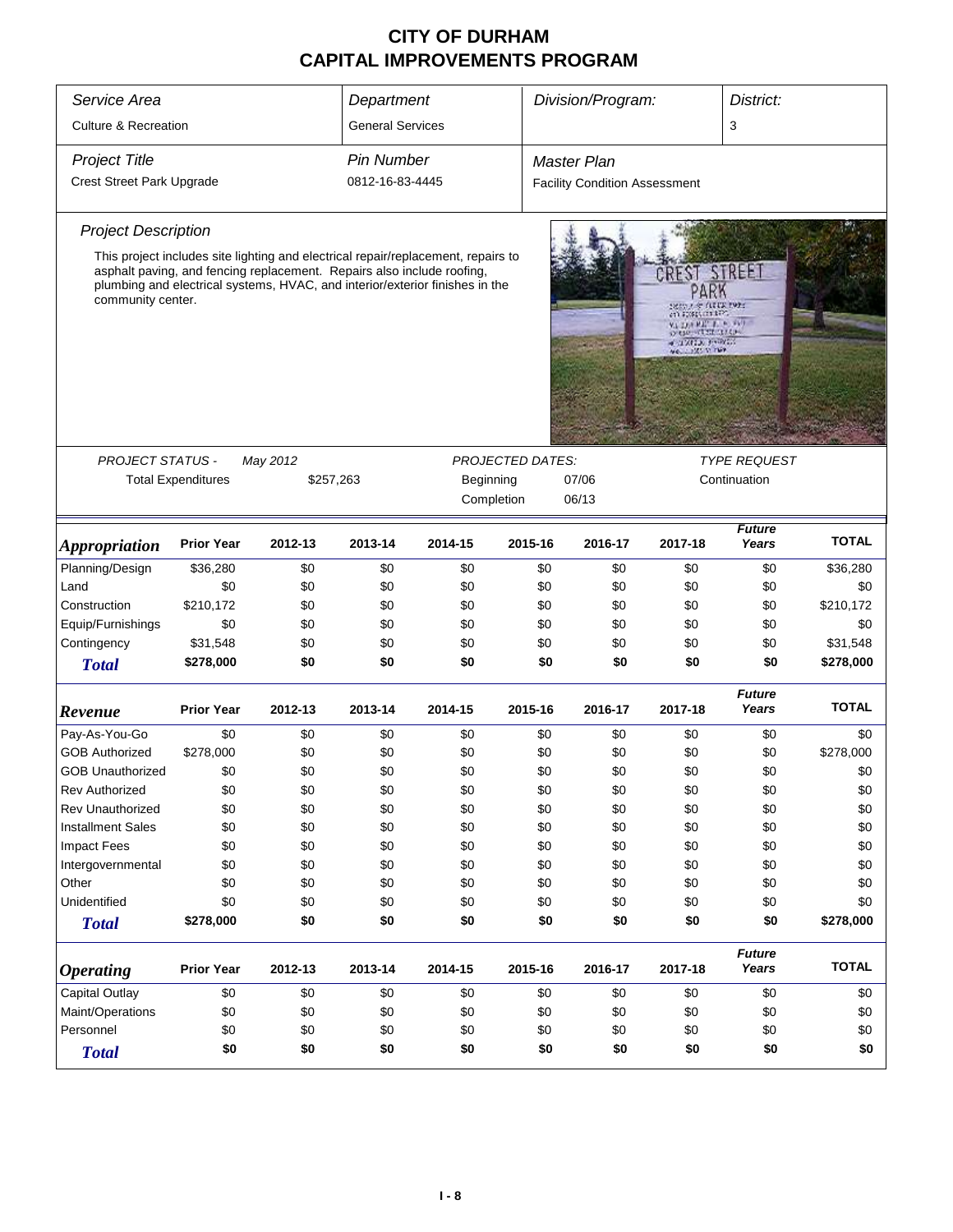# CITY OF DURHAM
# CAPITAL IMPROVEMENTS PROGRAM

| *Service Area* | *Department* | *Division/Program:* | *District:* |
|---|---|---|---|
| Culture & Recreation | General Services | | 3 |

| *Project Title* | *Pin Number* | *Master Plan* |
|---|---|---|
| Crest Street Park Upgrade | 0812-16-83-4445 | Facility Condition Assessment |

*Project Description*

This project includes site lighting and electrical repair/replacement, repairs to asphalt paving, and fencing replacement. Repairs also include roofing, plumbing and electrical systems, HVAC, and interior/exterior finishes in the community center.

| *PROJECT STATUS -* | *May 2012* | *PROJECTED DATES:* | | *TYPE REQUEST* |
|---|---|---|---|---|
| Total Expenditures | $257,263 | Beginning | 07/06 | Continuation |
| | | Completion | 06/13 | |

| *Appropriation* | Prior Year | 2012-13 | 2013-14 | 2014-15 | 2015-16 | 2016-17 | 2017-18 | *Future Years* | TOTAL |
|---|---|---|---|---|---|---|---|---|---|
| Planning/Design | $36,280 | $0 | $0 | $0 | $0 | $0 | $0 | $0 | $36,280 |
| Land | $0 | $0 | $0 | $0 | $0 | $0 | $0 | $0 | $0 |
| Construction | $210,172 | $0 | $0 | $0 | $0 | $0 | $0 | $0 | $210,172 |
| Equip/Furnishings | $0 | $0 | $0 | $0 | $0 | $0 | $0 | $0 | $0 |
| Contingency | $31,548 | $0 | $0 | $0 | $0 | $0 | $0 | $0 | $31,548 |
| ***Total*** | **$278,000** | **$0** | **$0** | **$0** | **$0** | **$0** | **$0** | **$0** | **$278,000** |

| *Revenue* | Prior Year | 2012-13 | 2013-14 | 2014-15 | 2015-16 | 2016-17 | 2017-18 | *Future Years* | TOTAL |
|---|---|---|---|---|---|---|---|---|---|
| Pay-As-You-Go | $0 | $0 | $0 | $0 | $0 | $0 | $0 | $0 | $0 |
| GOB Authorized | $278,000 | $0 | $0 | $0 | $0 | $0 | $0 | $0 | $278,000 |
| GOB Unauthorized | $0 | $0 | $0 | $0 | $0 | $0 | $0 | $0 | $0 |
| Rev Authorized | $0 | $0 | $0 | $0 | $0 | $0 | $0 | $0 | $0 |
| Rev Unauthorized | $0 | $0 | $0 | $0 | $0 | $0 | $0 | $0 | $0 |
| Installment Sales | $0 | $0 | $0 | $0 | $0 | $0 | $0 | $0 | $0 |
| Impact Fees | $0 | $0 | $0 | $0 | $0 | $0 | $0 | $0 | $0 |
| Intergovernmental | $0 | $0 | $0 | $0 | $0 | $0 | $0 | $0 | $0 |
| Other | $0 | $0 | $0 | $0 | $0 | $0 | $0 | $0 | $0 |
| Unidentified | $0 | $0 | $0 | $0 | $0 | $0 | $0 | $0 | $0 |
| ***Total*** | **$278,000** | **$0** | **$0** | **$0** | **$0** | **$0** | **$0** | **$0** | **$278,000** |

| *Operating* | Prior Year | 2012-13 | 2013-14 | 2014-15 | 2015-16 | 2016-17 | 2017-18 | *Future Years* | TOTAL |
|---|---|---|---|---|---|---|---|---|---|
| Capital Outlay | $0 | $0 | $0 | $0 | $0 | $0 | $0 | $0 | $0 |
| Maint/Operations | $0 | $0 | $0 | $0 | $0 | $0 | $0 | $0 | $0 |
| Personnel | $0 | $0 | $0 | $0 | $0 | $0 | $0 | $0 | $0 |
| ***Total*** | **$0** | **$0** | **$0** | **$0** | **$0** | **$0** | **$0** | **$0** | **$0** |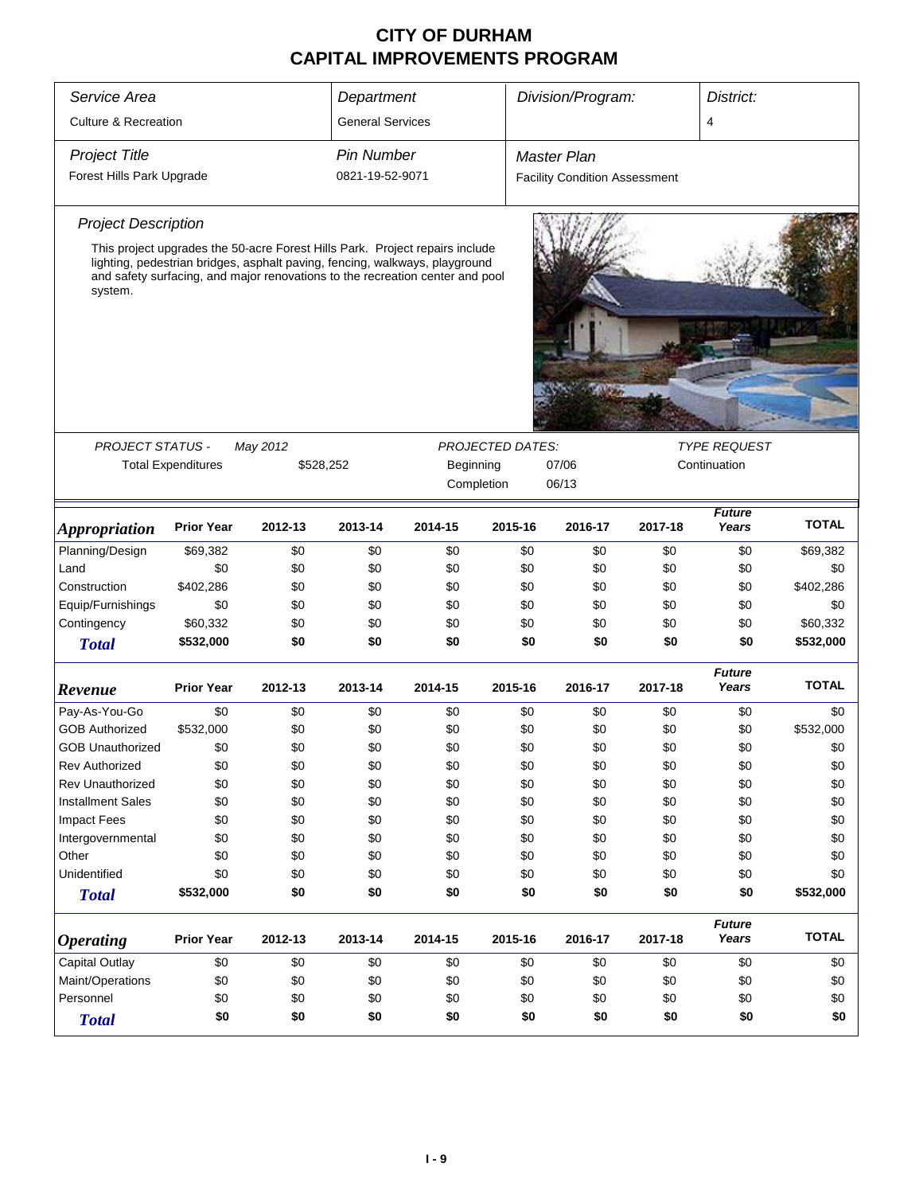# CITY OF DURHAM
# CAPITAL IMPROVEMENTS PROGRAM

| Service Area | Department | Division/Program: | District: |
|---|---|---|---|
| Culture & Recreation | General Services | | 4 |

| Project Title | Pin Number | Master Plan |
|---|---|---|
| Forest Hills Park Upgrade | 0821-19-52-9071 | Facility Condition Assessment |

*Project Description*

This project upgrades the 50-acre Forest Hills Park. Project repairs include lighting, pedestrian bridges, asphalt paving, fencing, walkways, playground and safety surfacing, and major renovations to the recreation center and pool system.

*PROJECT STATUS -* *May 2012*

Total Expenditures $528,252

*PROJECTED DATES:*

Beginning 07/06

Completion 06/13

*TYPE REQUEST*

Continuation

| Appropriation | Prior Year | 2012-13 | 2013-14 | 2014-15 | 2015-16 | 2016-17 | 2017-18 | Future Years | TOTAL |
|---|---|---|---|---|---|---|---|---|---|
| Planning/Design | $69,382 | $0 | $0 | $0 | $0 | $0 | $0 | $0 | $69,382 |
| Land | $0 | $0 | $0 | $0 | $0 | $0 | $0 | $0 | $0 |
| Construction | $402,286 | $0 | $0 | $0 | $0 | $0 | $0 | $0 | $402,286 |
| Equip/Furnishings | $0 | $0 | $0 | $0 | $0 | $0 | $0 | $0 | $0 |
| Contingency | $60,332 | $0 | $0 | $0 | $0 | $0 | $0 | $0 | $60,332 |
| **Total** | **$532,000** | **$0** | **$0** | **$0** | **$0** | **$0** | **$0** | **$0** | **$532,000** |

| Revenue | Prior Year | 2012-13 | 2013-14 | 2014-15 | 2015-16 | 2016-17 | 2017-18 | Future Years | TOTAL |
|---|---|---|---|---|---|---|---|---|---|
| Pay-As-You-Go | $0 | $0 | $0 | $0 | $0 | $0 | $0 | $0 | $0 |
| GOB Authorized | $532,000 | $0 | $0 | $0 | $0 | $0 | $0 | $0 | $532,000 |
| GOB Unauthorized | $0 | $0 | $0 | $0 | $0 | $0 | $0 | $0 | $0 |
| Rev Authorized | $0 | $0 | $0 | $0 | $0 | $0 | $0 | $0 | $0 |
| Rev Unauthorized | $0 | $0 | $0 | $0 | $0 | $0 | $0 | $0 | $0 |
| Installment Sales | $0 | $0 | $0 | $0 | $0 | $0 | $0 | $0 | $0 |
| Impact Fees | $0 | $0 | $0 | $0 | $0 | $0 | $0 | $0 | $0 |
| Intergovernmental | $0 | $0 | $0 | $0 | $0 | $0 | $0 | $0 | $0 |
| Other | $0 | $0 | $0 | $0 | $0 | $0 | $0 | $0 | $0 |
| Unidentified | $0 | $0 | $0 | $0 | $0 | $0 | $0 | $0 | $0 |
| **Total** | **$532,000** | **$0** | **$0** | **$0** | **$0** | **$0** | **$0** | **$0** | **$532,000** |

| Operating | Prior Year | 2012-13 | 2013-14 | 2014-15 | 2015-16 | 2016-17 | 2017-18 | Future Years | TOTAL |
|---|---|---|---|---|---|---|---|---|---|
| Capital Outlay | $0 | $0 | $0 | $0 | $0 | $0 | $0 | $0 | $0 |
| Maint/Operations | $0 | $0 | $0 | $0 | $0 | $0 | $0 | $0 | $0 |
| Personnel | $0 | $0 | $0 | $0 | $0 | $0 | $0 | $0 | $0 |
| **Total** | **$0** | **$0** | **$0** | **$0** | **$0** | **$0** | **$0** | **$0** | **$0** |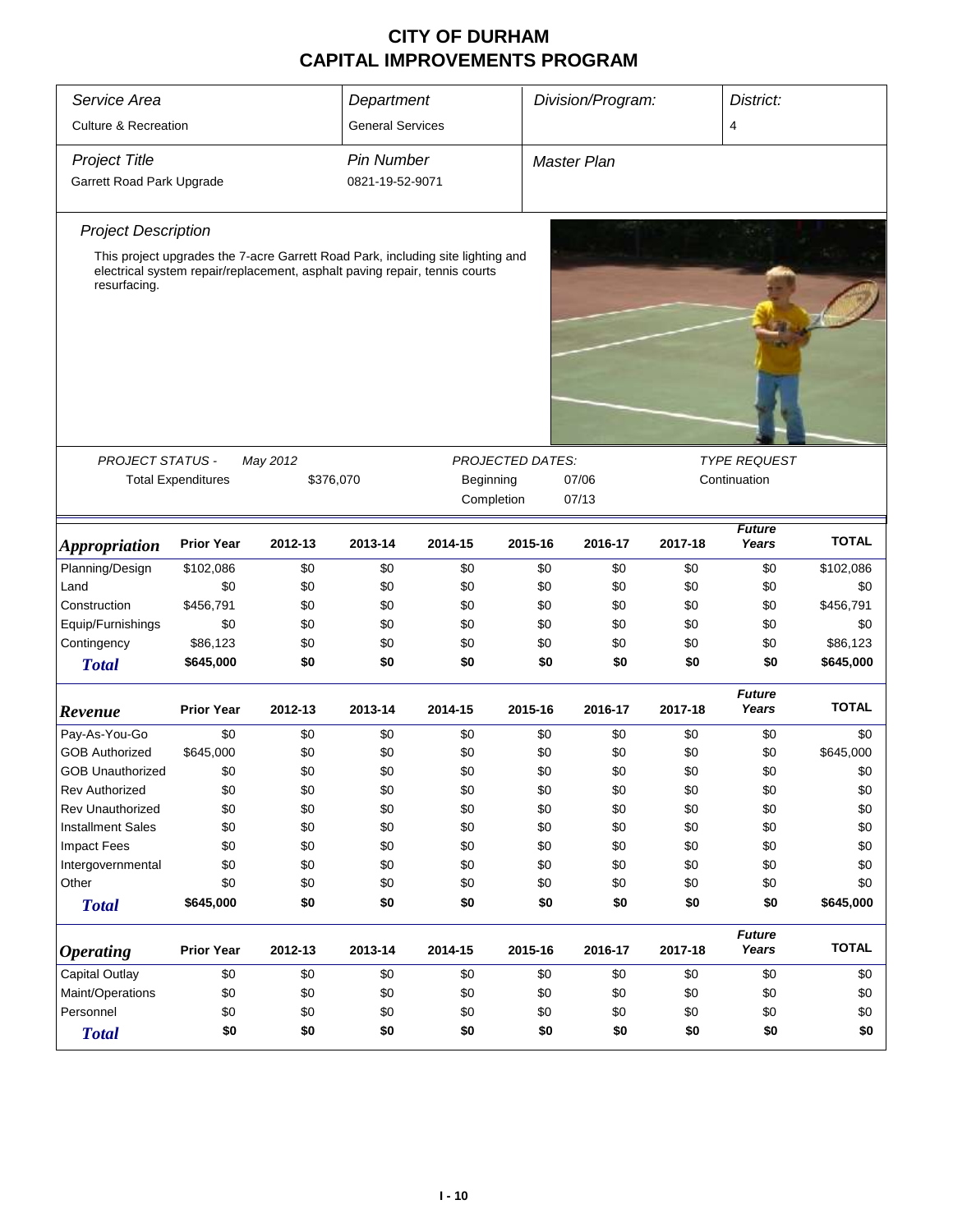# CITY OF DURHAM
# CAPITAL IMPROVEMENTS PROGRAM

| *Service Area* | *Department* | *Division/Program:* | *District:* |
|---|---|---|---|
| Culture & Recreation | General Services | | 4 |

| *Project Title* | *Pin Number* | *Master Plan* |
|---|---|---|
| Garrett Road Park Upgrade | 0821-19-52-9071 | |

*Project Description*

This project upgrades the 7-acre Garrett Road Park, including site lighting and electrical system repair/replacement, asphalt paving repair, tennis courts resurfacing.

| *PROJECT STATUS -* | *May 2012* | *PROJECTED DATES:* | | *TYPE REQUEST* |
|---|---|---|---|---|
| Total Expenditures | $376,070 | Beginning | 07/06 | Continuation |
| | | Completion | 07/13 | |

| ***Appropriation*** | **Prior Year** | **2012-13** | **2013-14** | **2014-15** | **2015-16** | **2016-17** | **2017-18** | ***Future Years*** | **TOTAL** |
|---|---|---|---|---|---|---|---|---|---|
| Planning/Design | $102,086 | $0 | $0 | $0 | $0 | $0 | $0 | $0 | $102,086 |
| Land | $0 | $0 | $0 | $0 | $0 | $0 | $0 | $0 | $0 |
| Construction | $456,791 | $0 | $0 | $0 | $0 | $0 | $0 | $0 | $456,791 |
| Equip/Furnishings | $0 | $0 | $0 | $0 | $0 | $0 | $0 | $0 | $0 |
| Contingency | $86,123 | $0 | $0 | $0 | $0 | $0 | $0 | $0 | $86,123 |
| ***Total*** | **$645,000** | **$0** | **$0** | **$0** | **$0** | **$0** | **$0** | **$0** | **$645,000** |

| ***Revenue*** | **Prior Year** | **2012-13** | **2013-14** | **2014-15** | **2015-16** | **2016-17** | **2017-18** | ***Future Years*** | **TOTAL** |
|---|---|---|---|---|---|---|---|---|---|
| Pay-As-You-Go | $0 | $0 | $0 | $0 | $0 | $0 | $0 | $0 | $0 |
| GOB Authorized | $645,000 | $0 | $0 | $0 | $0 | $0 | $0 | $0 | $645,000 |
| GOB Unauthorized | $0 | $0 | $0 | $0 | $0 | $0 | $0 | $0 | $0 |
| Rev Authorized | $0 | $0 | $0 | $0 | $0 | $0 | $0 | $0 | $0 |
| Rev Unauthorized | $0 | $0 | $0 | $0 | $0 | $0 | $0 | $0 | $0 |
| Installment Sales | $0 | $0 | $0 | $0 | $0 | $0 | $0 | $0 | $0 |
| Impact Fees | $0 | $0 | $0 | $0 | $0 | $0 | $0 | $0 | $0 |
| Intergovernmental | $0 | $0 | $0 | $0 | $0 | $0 | $0 | $0 | $0 |
| Other | $0 | $0 | $0 | $0 | $0 | $0 | $0 | $0 | $0 |
| ***Total*** | **$645,000** | **$0** | **$0** | **$0** | **$0** | **$0** | **$0** | **$0** | **$645,000** |

| ***Operating*** | **Prior Year** | **2012-13** | **2013-14** | **2014-15** | **2015-16** | **2016-17** | **2017-18** | ***Future Years*** | **TOTAL** |
|---|---|---|---|---|---|---|---|---|---|
| Capital Outlay | $0 | $0 | $0 | $0 | $0 | $0 | $0 | $0 | $0 |
| Maint/Operations | $0 | $0 | $0 | $0 | $0 | $0 | $0 | $0 | $0 |
| Personnel | $0 | $0 | $0 | $0 | $0 | $0 | $0 | $0 | $0 |
| ***Total*** | **$0** | **$0** | **$0** | **$0** | **$0** | **$0** | **$0** | **$0** | **$0** |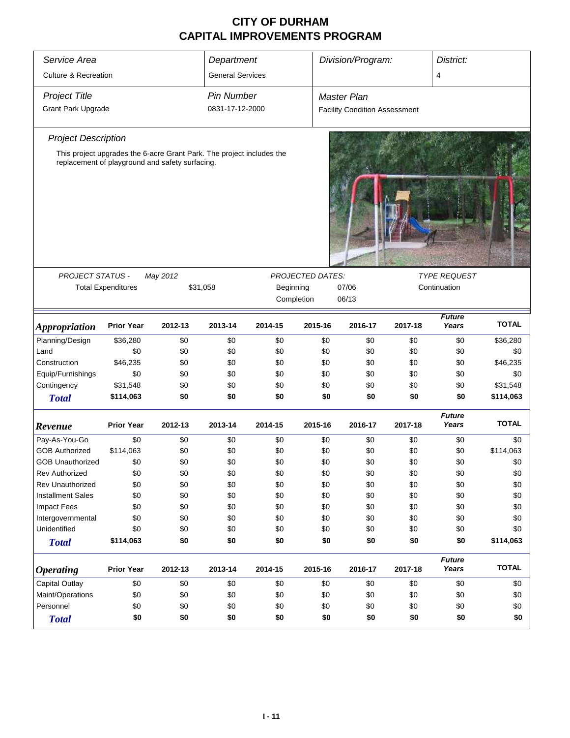# CITY OF DURHAM
# CAPITAL IMPROVEMENTS PROGRAM

| *Service Area* | *Department* | *Division/Program:* | *District:* |
|---|---|---|---|
| Culture & Recreation | General Services | | 4 |

| *Project Title* | *Pin Number* | *Master Plan* |
|---|---|---|
| Grant Park Upgrade | 0831-17-12-2000 | Facility Condition Assessment |

*Project Description*

This project upgrades the 6-acre Grant Park. The project includes the replacement of playground and safety surfacing.

| *PROJECT STATUS -* | *May 2012* | *PROJECTED DATES:* | | *TYPE REQUEST* |
|---|---|---|---|---|
| Total Expenditures | $31,058 | Beginning | 07/06 | Continuation |
| | | Completion | 06/13 | |

| *Appropriation* | Prior Year | 2012-13 | 2013-14 | 2014-15 | 2015-16 | 2016-17 | 2017-18 | *Future Years* | TOTAL |
|---|---|---|---|---|---|---|---|---|---|
| Planning/Design | $36,280 | $0 | $0 | $0 | $0 | $0 | $0 | $0 | $36,280 |
| Land | $0 | $0 | $0 | $0 | $0 | $0 | $0 | $0 | $0 |
| Construction | $46,235 | $0 | $0 | $0 | $0 | $0 | $0 | $0 | $46,235 |
| Equip/Furnishings | $0 | $0 | $0 | $0 | $0 | $0 | $0 | $0 | $0 |
| Contingency | $31,548 | $0 | $0 | $0 | $0 | $0 | $0 | $0 | $31,548 |
| **Total** | **$114,063** | **$0** | **$0** | **$0** | **$0** | **$0** | **$0** | **$0** | **$114,063** |

| *Revenue* | Prior Year | 2012-13 | 2013-14 | 2014-15 | 2015-16 | 2016-17 | 2017-18 | *Future Years* | TOTAL |
|---|---|---|---|---|---|---|---|---|---|
| Pay-As-You-Go | $0 | $0 | $0 | $0 | $0 | $0 | $0 | $0 | $0 |
| GOB Authorized | $114,063 | $0 | $0 | $0 | $0 | $0 | $0 | $0 | $114,063 |
| GOB Unauthorized | $0 | $0 | $0 | $0 | $0 | $0 | $0 | $0 | $0 |
| Rev Authorized | $0 | $0 | $0 | $0 | $0 | $0 | $0 | $0 | $0 |
| Rev Unauthorized | $0 | $0 | $0 | $0 | $0 | $0 | $0 | $0 | $0 |
| Installment Sales | $0 | $0 | $0 | $0 | $0 | $0 | $0 | $0 | $0 |
| Impact Fees | $0 | $0 | $0 | $0 | $0 | $0 | $0 | $0 | $0 |
| Intergovernmental | $0 | $0 | $0 | $0 | $0 | $0 | $0 | $0 | $0 |
| Unidentified | $0 | $0 | $0 | $0 | $0 | $0 | $0 | $0 | $0 |
| **Total** | **$114,063** | **$0** | **$0** | **$0** | **$0** | **$0** | **$0** | **$0** | **$114,063** |

| *Operating* | Prior Year | 2012-13 | 2013-14 | 2014-15 | 2015-16 | 2016-17 | 2017-18 | *Future Years* | TOTAL |
|---|---|---|---|---|---|---|---|---|---|
| Capital Outlay | $0 | $0 | $0 | $0 | $0 | $0 | $0 | $0 | $0 |
| Maint/Operations | $0 | $0 | $0 | $0 | $0 | $0 | $0 | $0 | $0 |
| Personnel | $0 | $0 | $0 | $0 | $0 | $0 | $0 | $0 | $0 |
| **Total** | **$0** | **$0** | **$0** | **$0** | **$0** | **$0** | **$0** | **$0** | **$0** |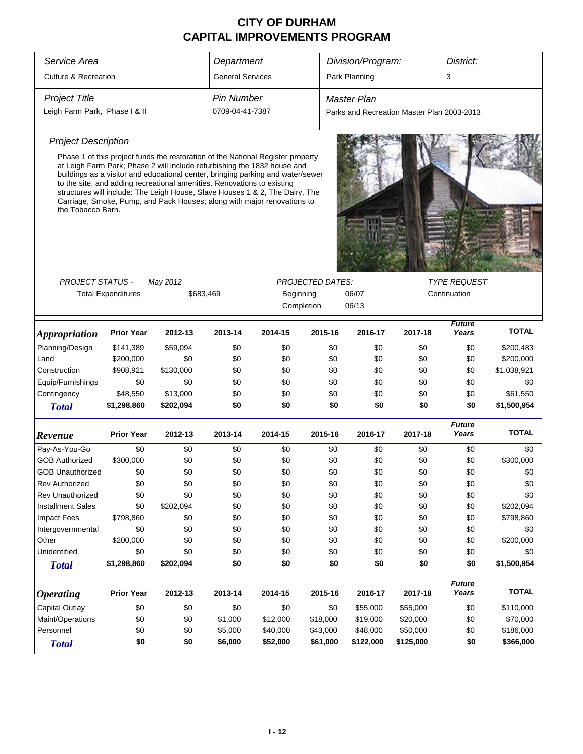# CITY OF DURHAM
# CAPITAL IMPROVEMENTS PROGRAM

| *Service Area* | *Department* | *Division/Program:* | *District:* |
|---|---|---|---|
| Culture & Recreation | General Services | Park Planning | 3 |

| *Project Title* | *Pin Number* | *Master Plan* |
|---|---|---|
| Leigh Farm Park, Phase I & II | 0709-04-41-7387 | Parks and Recreation Master Plan 2003-2013 |

### *Project Description*

Phase 1 of this project funds the restoration of the National Register property at Leigh Farm Park; Phase 2 will include refurbishing the 1832 house and buildings as a visitor and educational center, bringing parking and water/sewer to the site, and adding recreational amenities. Renovations to existing structures will include: The Leigh House, Slave Houses 1 & 2, The Dairy, The Carriage, Smoke, Pump, and Pack Houses; along with major renovations to the Tobacco Barn.

| *PROJECT STATUS -* | *May 2012* | *PROJECTED DATES:* | | *TYPE REQUEST* |
|---|---|---|---|---|
| Total Expenditures | $683,469 | Beginning | 06/07 | Continuation |
| | | Completion | 06/13 | |

| ***Appropriation*** | **Prior Year** | **2012-13** | **2013-14** | **2014-15** | **2015-16** | **2016-17** | **2017-18** | ***Future Years*** | **TOTAL** |
|---|---|---|---|---|---|---|---|---|---|
| Planning/Design | $141,389 | $59,094 | $0 | $0 | $0 | $0 | $0 | $0 | $200,483 |
| Land | $200,000 | $0 | $0 | $0 | $0 | $0 | $0 | $0 | $200,000 |
| Construction | $908,921 | $130,000 | $0 | $0 | $0 | $0 | $0 | $0 | $1,038,921 |
| Equip/Furnishings | $0 | $0 | $0 | $0 | $0 | $0 | $0 | $0 | $0 |
| Contingency | $48,550 | $13,000 | $0 | $0 | $0 | $0 | $0 | $0 | $61,550 |
| ***Total*** | **$1,298,860** | **$202,094** | **$0** | **$0** | **$0** | **$0** | **$0** | **$0** | **$1,500,954** |

| ***Revenue*** | **Prior Year** | **2012-13** | **2013-14** | **2014-15** | **2015-16** | **2016-17** | **2017-18** | ***Future Years*** | **TOTAL** |
|---|---|---|---|---|---|---|---|---|---|
| Pay-As-You-Go | $0 | $0 | $0 | $0 | $0 | $0 | $0 | $0 | $0 |
| GOB Authorized | $300,000 | $0 | $0 | $0 | $0 | $0 | $0 | $0 | $300,000 |
| GOB Unauthorized | $0 | $0 | $0 | $0 | $0 | $0 | $0 | $0 | $0 |
| Rev Authorized | $0 | $0 | $0 | $0 | $0 | $0 | $0 | $0 | $0 |
| Rev Unauthorized | $0 | $0 | $0 | $0 | $0 | $0 | $0 | $0 | $0 |
| Installment Sales | $0 | $202,094 | $0 | $0 | $0 | $0 | $0 | $0 | $202,094 |
| Impact Fees | $798,860 | $0 | $0 | $0 | $0 | $0 | $0 | $0 | $798,860 |
| Intergovernmental | $0 | $0 | $0 | $0 | $0 | $0 | $0 | $0 | $0 |
| Other | $200,000 | $0 | $0 | $0 | $0 | $0 | $0 | $0 | $200,000 |
| Unidentified | $0 | $0 | $0 | $0 | $0 | $0 | $0 | $0 | $0 |
| ***Total*** | **$1,298,860** | **$202,094** | **$0** | **$0** | **$0** | **$0** | **$0** | **$0** | **$1,500,954** |

| ***Operating*** | **Prior Year** | **2012-13** | **2013-14** | **2014-15** | **2015-16** | **2016-17** | **2017-18** | ***Future Years*** | **TOTAL** |
|---|---|---|---|---|---|---|---|---|---|
| Capital Outlay | $0 | $0 | $0 | $0 | $0 | $55,000 | $55,000 | $0 | $110,000 |
| Maint/Operations | $0 | $0 | $1,000 | $12,000 | $18,000 | $19,000 | $20,000 | $0 | $70,000 |
| Personnel | $0 | $0 | $5,000 | $40,000 | $43,000 | $48,000 | $50,000 | $0 | $186,000 |
| ***Total*** | **$0** | **$0** | **$6,000** | **$52,000** | **$61,000** | **$122,000** | **$125,000** | **$0** | **$366,000** |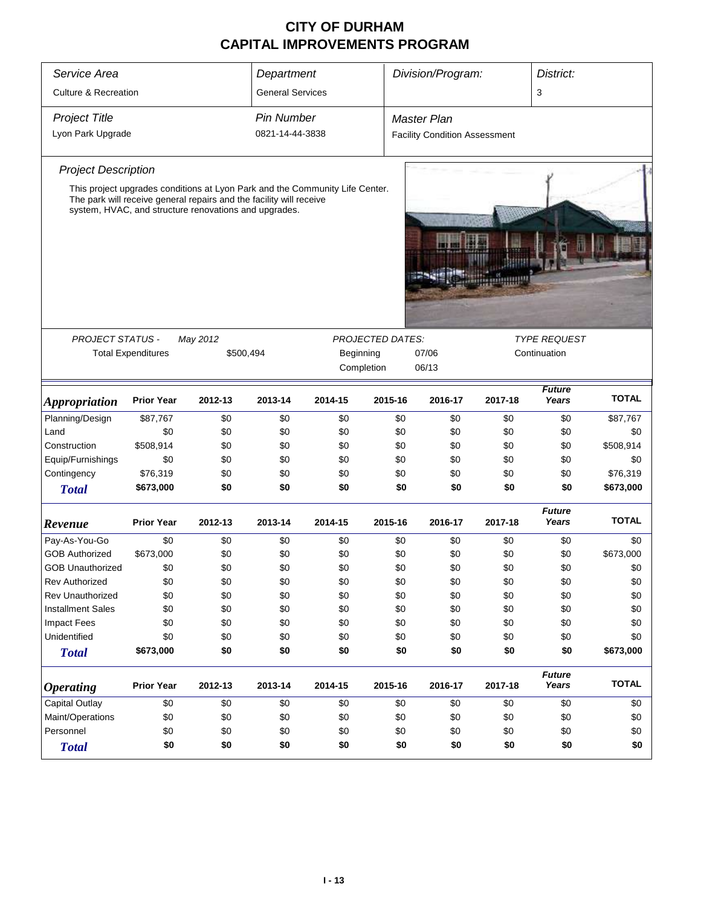# CITY OF DURHAM
# CAPITAL IMPROVEMENTS PROGRAM

| *Service Area* | *Department* | *Division/Program:* | *District:* |
|---|---|---|---|
| Culture & Recreation | General Services | | 3 |

| *Project Title* | *Pin Number* | *Master Plan* |
|---|---|---|
| Lyon Park Upgrade | 0821-14-44-3838 | Facility Condition Assessment |

*Project Description*

This project upgrades conditions at Lyon Park and the Community Life Center. The park will receive general repairs and the facility will receive system, HVAC, and structure renovations and upgrades.

| *PROJECT STATUS -* | May 2012 | *PROJECTED DATES:* | | *TYPE REQUEST* |
|---|---|---|---|---|
| Total Expenditures | $500,494 | Beginning | 07/06 | Continuation |
| | | Completion | 06/13 | |

| *Appropriation* | Prior Year | 2012-13 | 2013-14 | 2014-15 | 2015-16 | 2016-17 | 2017-18 | *Future Years* | TOTAL |
|---|---|---|---|---|---|---|---|---|---|
| Planning/Design | $87,767 | $0 | $0 | $0 | $0 | $0 | $0 | $0 | $87,767 |
| Land | $0 | $0 | $0 | $0 | $0 | $0 | $0 | $0 | $0 |
| Construction | $508,914 | $0 | $0 | $0 | $0 | $0 | $0 | $0 | $508,914 |
| Equip/Furnishings | $0 | $0 | $0 | $0 | $0 | $0 | $0 | $0 | $0 |
| Contingency | $76,319 | $0 | $0 | $0 | $0 | $0 | $0 | $0 | $76,319 |
| ***Total*** | **$673,000** | **$0** | **$0** | **$0** | **$0** | **$0** | **$0** | **$0** | **$673,000** |

| *Revenue* | Prior Year | 2012-13 | 2013-14 | 2014-15 | 2015-16 | 2016-17 | 2017-18 | *Future Years* | TOTAL |
|---|---|---|---|---|---|---|---|---|---|
| Pay-As-You-Go | $0 | $0 | $0 | $0 | $0 | $0 | $0 | $0 | $0 |
| GOB Authorized | $673,000 | $0 | $0 | $0 | $0 | $0 | $0 | $0 | $673,000 |
| GOB Unauthorized | $0 | $0 | $0 | $0 | $0 | $0 | $0 | $0 | $0 |
| Rev Authorized | $0 | $0 | $0 | $0 | $0 | $0 | $0 | $0 | $0 |
| Rev Unauthorized | $0 | $0 | $0 | $0 | $0 | $0 | $0 | $0 | $0 |
| Installment Sales | $0 | $0 | $0 | $0 | $0 | $0 | $0 | $0 | $0 |
| Impact Fees | $0 | $0 | $0 | $0 | $0 | $0 | $0 | $0 | $0 |
| Unidentified | $0 | $0 | $0 | $0 | $0 | $0 | $0 | $0 | $0 |
| ***Total*** | **$673,000** | **$0** | **$0** | **$0** | **$0** | **$0** | **$0** | **$0** | **$673,000** |

| *Operating* | Prior Year | 2012-13 | 2013-14 | 2014-15 | 2015-16 | 2016-17 | 2017-18 | *Future Years* | TOTAL |
|---|---|---|---|---|---|---|---|---|---|
| Capital Outlay | $0 | $0 | $0 | $0 | $0 | $0 | $0 | $0 | $0 |
| Maint/Operations | $0 | $0 | $0 | $0 | $0 | $0 | $0 | $0 | $0 |
| Personnel | $0 | $0 | $0 | $0 | $0 | $0 | $0 | $0 | $0 |
| ***Total*** | **$0** | **$0** | **$0** | **$0** | **$0** | **$0** | **$0** | **$0** | **$0** |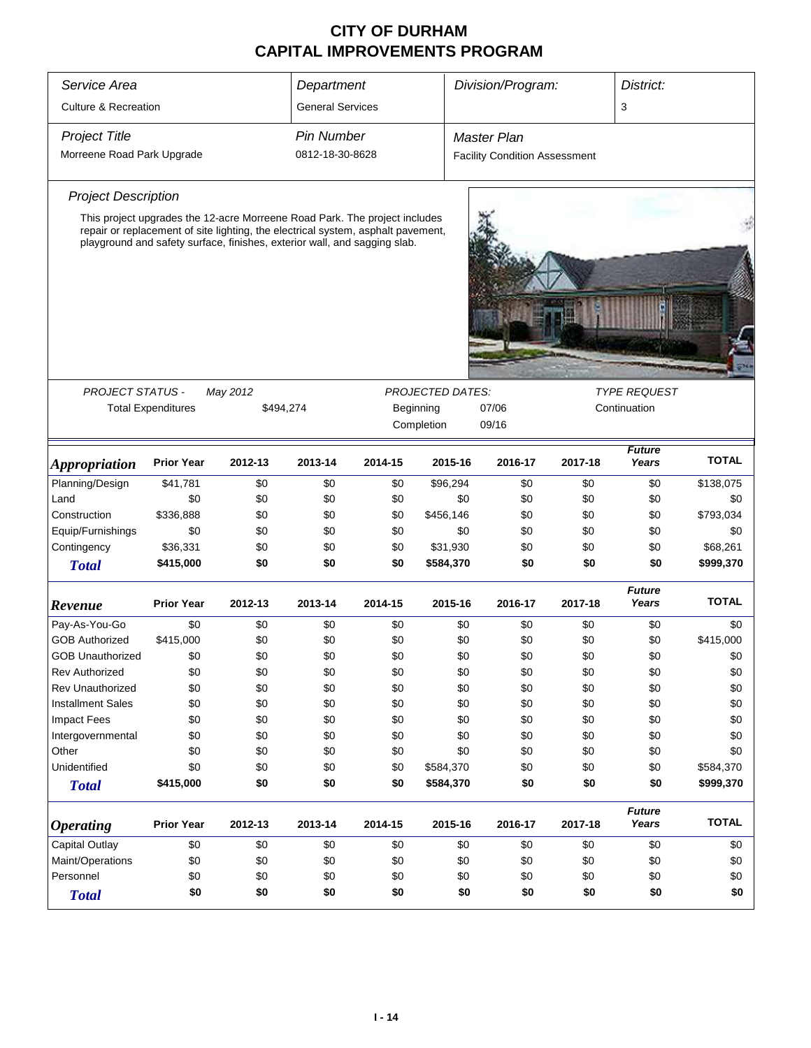# CITY OF DURHAM
# CAPITAL IMPROVEMENTS PROGRAM

| *Service Area* | *Department* | *Division/Program:* | *District:* |
|---|---|---|---|
| Culture & Recreation | General Services | | 3 |

| *Project Title* | *Pin Number* | *Master Plan* |
|---|---|---|
| Morreene Road Park Upgrade | 0812-18-30-8628 | Facility Condition Assessment |

*Project Description*

This project upgrades the 12-acre Morreene Road Park. The project includes repair or replacement of site lighting, the electrical system, asphalt pavement, playground and safety surface, finishes, exterior wall, and sagging slab.

| *PROJECT STATUS -* | *May 2012* | *PROJECTED DATES:* | | *TYPE REQUEST* |
|---|---|---|---|---|
| Total Expenditures | $494,274 | Beginning | 07/06 | Continuation |
| | | Completion | 09/16 | |

| ***Appropriation*** | **Prior Year** | **2012-13** | **2013-14** | **2014-15** | **2015-16** | **2016-17** | **2017-18** | ***Future Years*** | **TOTAL** |
|---|---|---|---|---|---|---|---|---|---|
| Planning/Design | $41,781 | $0 | $0 | $0 | $96,294 | $0 | $0 | $0 | $138,075 |
| Land | $0 | $0 | $0 | $0 | $0 | $0 | $0 | $0 | $0 |
| Construction | $336,888 | $0 | $0 | $0 | $456,146 | $0 | $0 | $0 | $793,034 |
| Equip/Furnishings | $0 | $0 | $0 | $0 | $0 | $0 | $0 | $0 | $0 |
| Contingency | $36,331 | $0 | $0 | $0 | $31,930 | $0 | $0 | $0 | $68,261 |
| ***Total*** | **$415,000** | **$0** | **$0** | **$0** | **$584,370** | **$0** | **$0** | **$0** | **$999,370** |

| ***Revenue*** | **Prior Year** | **2012-13** | **2013-14** | **2014-15** | **2015-16** | **2016-17** | **2017-18** | ***Future Years*** | **TOTAL** |
|---|---|---|---|---|---|---|---|---|---|
| Pay-As-You-Go | $0 | $0 | $0 | $0 | $0 | $0 | $0 | $0 | $0 |
| GOB Authorized | $415,000 | $0 | $0 | $0 | $0 | $0 | $0 | $0 | $415,000 |
| GOB Unauthorized | $0 | $0 | $0 | $0 | $0 | $0 | $0 | $0 | $0 |
| Rev Authorized | $0 | $0 | $0 | $0 | $0 | $0 | $0 | $0 | $0 |
| Rev Unauthorized | $0 | $0 | $0 | $0 | $0 | $0 | $0 | $0 | $0 |
| Installment Sales | $0 | $0 | $0 | $0 | $0 | $0 | $0 | $0 | $0 |
| Impact Fees | $0 | $0 | $0 | $0 | $0 | $0 | $0 | $0 | $0 |
| Intergovernmental | $0 | $0 | $0 | $0 | $0 | $0 | $0 | $0 | $0 |
| Other | $0 | $0 | $0 | $0 | $0 | $0 | $0 | $0 | $0 |
| Unidentified | $0 | $0 | $0 | $0 | $584,370 | $0 | $0 | $0 | $584,370 |
| ***Total*** | **$415,000** | **$0** | **$0** | **$0** | **$584,370** | **$0** | **$0** | **$0** | **$999,370** |

| ***Operating*** | **Prior Year** | **2012-13** | **2013-14** | **2014-15** | **2015-16** | **2016-17** | **2017-18** | ***Future Years*** | **TOTAL** |
|---|---|---|---|---|---|---|---|---|---|
| Capital Outlay | $0 | $0 | $0 | $0 | $0 | $0 | $0 | $0 | $0 |
| Maint/Operations | $0 | $0 | $0 | $0 | $0 | $0 | $0 | $0 | $0 |
| Personnel | $0 | $0 | $0 | $0 | $0 | $0 | $0 | $0 | $0 |
| ***Total*** | **$0** | **$0** | **$0** | **$0** | **$0** | **$0** | **$0** | **$0** | **$0** |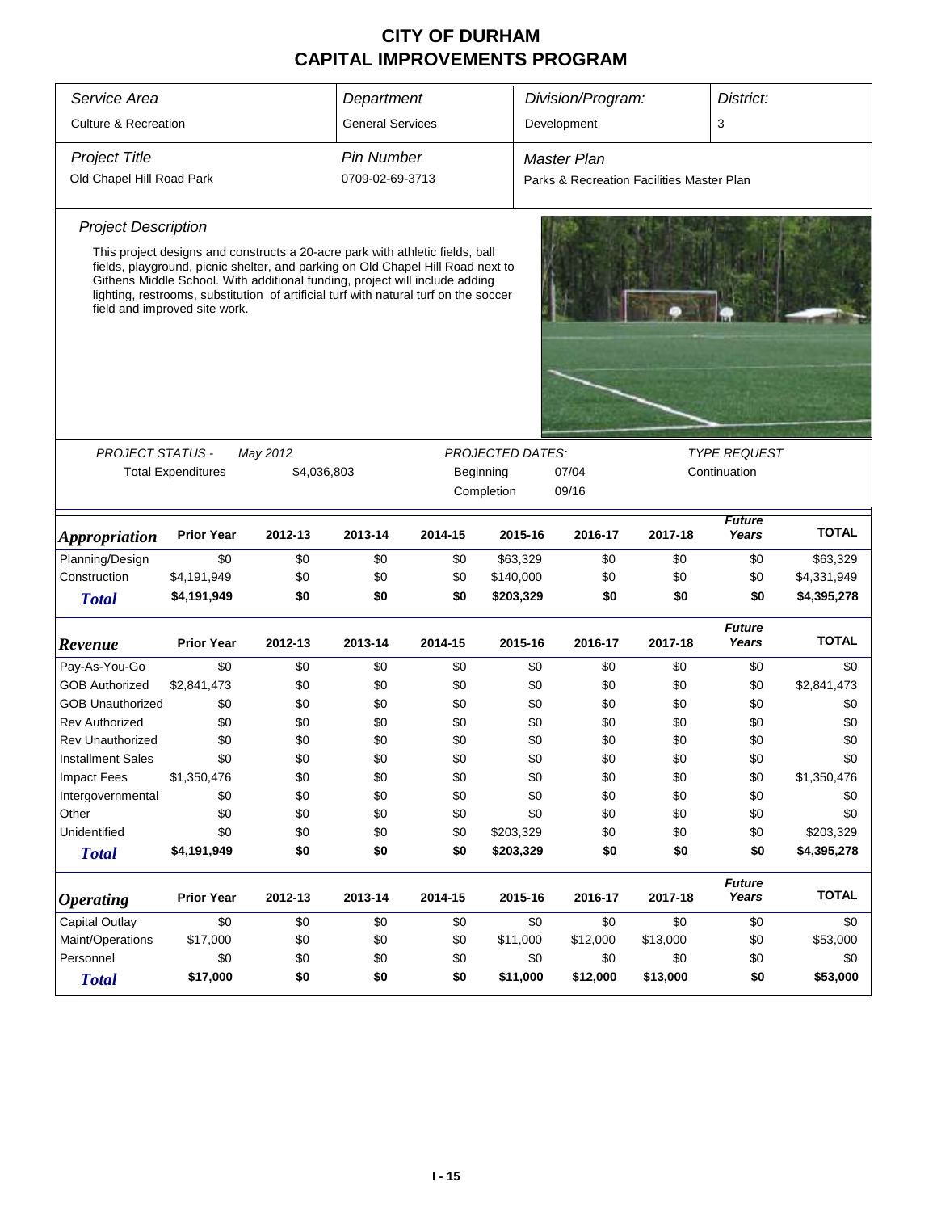# CITY OF DURHAM
# CAPITAL IMPROVEMENTS PROGRAM

| *Service Area* | *Department* | *Division/Program:* | *District:* |
|---|---|---|---|
| Culture & Recreation | General Services | Development | 3 |

| *Project Title* | *Pin Number* | *Master Plan* |
|---|---|---|
| Old Chapel Hill Road Park | 0709-02-69-3713 | Parks & Recreation Facilities Master Plan |

### *Project Description*

This project designs and constructs a 20-acre park with athletic fields, ball fields, playground, picnic shelter, and parking on Old Chapel Hill Road next to Githens Middle School. With additional funding, project will include adding lighting, restrooms, substitution of artificial turf with natural turf on the soccer field and improved site work.

| *PROJECT STATUS -* | *May 2012* | *PROJECTED DATES:* | | *TYPE REQUEST* |
|---|---|---|---|---|
| Total Expenditures | $4,036,803 | Beginning | 07/04 | Continuation |
| | | Completion | 09/16 | |

| ***Appropriation*** | **Prior Year** | **2012-13** | **2013-14** | **2014-15** | **2015-16** | **2016-17** | **2017-18** | ***Future Years*** | **TOTAL** |
|---|---|---|---|---|---|---|---|---|---|
| Planning/Design | $0 | $0 | $0 | $0 | $63,329 | $0 | $0 | $0 | $63,329 |
| Construction | $4,191,949 | $0 | $0 | $0 | $140,000 | $0 | $0 | $0 | $4,331,949 |
| ***Total*** | **$4,191,949** | **$0** | **$0** | **$0** | **$203,329** | **$0** | **$0** | **$0** | **$4,395,278** |

| ***Revenue*** | **Prior Year** | **2012-13** | **2013-14** | **2014-15** | **2015-16** | **2016-17** | **2017-18** | ***Future Years*** | **TOTAL** |
|---|---|---|---|---|---|---|---|---|---|
| Pay-As-You-Go | $0 | $0 | $0 | $0 | $0 | $0 | $0 | $0 | $0 |
| GOB Authorized | $2,841,473 | $0 | $0 | $0 | $0 | $0 | $0 | $0 | $2,841,473 |
| GOB Unauthorized | $0 | $0 | $0 | $0 | $0 | $0 | $0 | $0 | $0 |
| Rev Authorized | $0 | $0 | $0 | $0 | $0 | $0 | $0 | $0 | $0 |
| Rev Unauthorized | $0 | $0 | $0 | $0 | $0 | $0 | $0 | $0 | $0 |
| Installment Sales | $0 | $0 | $0 | $0 | $0 | $0 | $0 | $0 | $0 |
| Impact Fees | $1,350,476 | $0 | $0 | $0 | $0 | $0 | $0 | $0 | $1,350,476 |
| Intergovernmental | $0 | $0 | $0 | $0 | $0 | $0 | $0 | $0 | $0 |
| Other | $0 | $0 | $0 | $0 | $0 | $0 | $0 | $0 | $0 |
| Unidentified | $0 | $0 | $0 | $0 | $203,329 | $0 | $0 | $0 | $203,329 |
| ***Total*** | **$4,191,949** | **$0** | **$0** | **$0** | **$203,329** | **$0** | **$0** | **$0** | **$4,395,278** |

| ***Operating*** | **Prior Year** | **2012-13** | **2013-14** | **2014-15** | **2015-16** | **2016-17** | **2017-18** | ***Future Years*** | **TOTAL** |
|---|---|---|---|---|---|---|---|---|---|
| Capital Outlay | $0 | $0 | $0 | $0 | $0 | $0 | $0 | $0 | $0 |
| Maint/Operations | $17,000 | $0 | $0 | $0 | $11,000 | $12,000 | $13,000 | $0 | $53,000 |
| Personnel | $0 | $0 | $0 | $0 | $0 | $0 | $0 | $0 | $0 |
| ***Total*** | **$17,000** | **$0** | **$0** | **$0** | **$11,000** | **$12,000** | **$13,000** | **$0** | **$53,000** |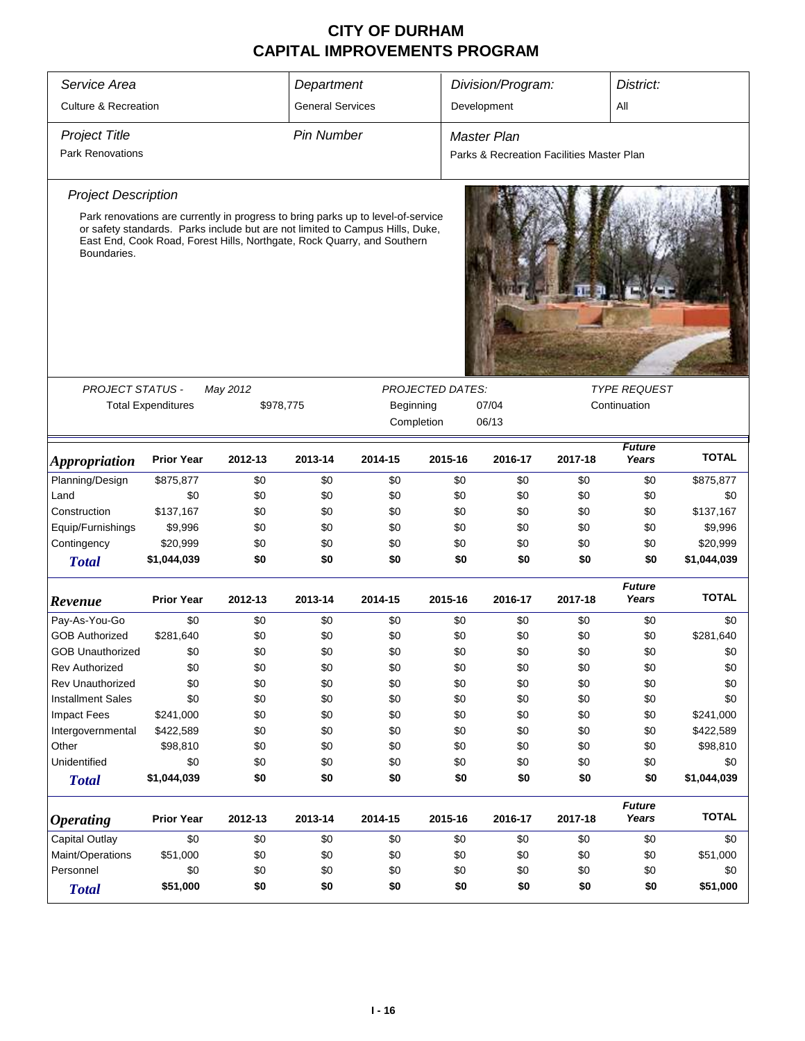# CITY OF DURHAM
# CAPITAL IMPROVEMENTS PROGRAM

| Service Area | Department | Division/Program: | District: |
|---|---|---|---|
| Culture & Recreation | General Services | Development | All |

| Project Title | Pin Number | Master Plan |
|---|---|---|
| Park Renovations | | Parks & Recreation Facilities Master Plan |

*Project Description*

Park renovations are currently in progress to bring parks up to level-of-service or safety standards. Parks include but are not limited to Campus Hills, Duke, East End, Cook Road, Forest Hills, Northgate, Rock Quarry, and Southern Boundaries.

| PROJECT STATUS - | May 2012 | PROJECTED DATES: | | TYPE REQUEST |
|---|---|---|---|---|
| Total Expenditures | $978,775 | Beginning | 07/04 | Continuation |
| | | Completion | 06/13 | |

| *Appropriation* | Prior Year | 2012-13 | 2013-14 | 2014-15 | 2015-16 | 2016-17 | 2017-18 | *Future Years* | TOTAL |
|---|---|---|---|---|---|---|---|---|---|
| Planning/Design | $875,877 | $0 | $0 | $0 | $0 | $0 | $0 | $0 | $875,877 |
| Land | $0 | $0 | $0 | $0 | $0 | $0 | $0 | $0 | $0 |
| Construction | $137,167 | $0 | $0 | $0 | $0 | $0 | $0 | $0 | $137,167 |
| Equip/Furnishings | $9,996 | $0 | $0 | $0 | $0 | $0 | $0 | $0 | $9,996 |
| Contingency | $20,999 | $0 | $0 | $0 | $0 | $0 | $0 | $0 | $20,999 |
| ***Total*** | **$1,044,039** | **$0** | **$0** | **$0** | **$0** | **$0** | **$0** | **$0** | **$1,044,039** |

| *Revenue* | Prior Year | 2012-13 | 2013-14 | 2014-15 | 2015-16 | 2016-17 | 2017-18 | *Future Years* | TOTAL |
|---|---|---|---|---|---|---|---|---|---|
| Pay-As-You-Go | $0 | $0 | $0 | $0 | $0 | $0 | $0 | $0 | $0 |
| GOB Authorized | $281,640 | $0 | $0 | $0 | $0 | $0 | $0 | $0 | $281,640 |
| GOB Unauthorized | $0 | $0 | $0 | $0 | $0 | $0 | $0 | $0 | $0 |
| Rev Authorized | $0 | $0 | $0 | $0 | $0 | $0 | $0 | $0 | $0 |
| Rev Unauthorized | $0 | $0 | $0 | $0 | $0 | $0 | $0 | $0 | $0 |
| Installment Sales | $0 | $0 | $0 | $0 | $0 | $0 | $0 | $0 | $0 |
| Impact Fees | $241,000 | $0 | $0 | $0 | $0 | $0 | $0 | $0 | $241,000 |
| Intergovernmental | $422,589 | $0 | $0 | $0 | $0 | $0 | $0 | $0 | $422,589 |
| Other | $98,810 | $0 | $0 | $0 | $0 | $0 | $0 | $0 | $98,810 |
| Unidentified | $0 | $0 | $0 | $0 | $0 | $0 | $0 | $0 | $0 |
| ***Total*** | **$1,044,039** | **$0** | **$0** | **$0** | **$0** | **$0** | **$0** | **$0** | **$1,044,039** |

| *Operating* | Prior Year | 2012-13 | 2013-14 | 2014-15 | 2015-16 | 2016-17 | 2017-18 | *Future Years* | TOTAL |
|---|---|---|---|---|---|---|---|---|---|
| Capital Outlay | $0 | $0 | $0 | $0 | $0 | $0 | $0 | $0 | $0 |
| Maint/Operations | $51,000 | $0 | $0 | $0 | $0 | $0 | $0 | $0 | $51,000 |
| Personnel | $0 | $0 | $0 | $0 | $0 | $0 | $0 | $0 | $0 |
| ***Total*** | **$51,000** | **$0** | **$0** | **$0** | **$0** | **$0** | **$0** | **$0** | **$51,000** |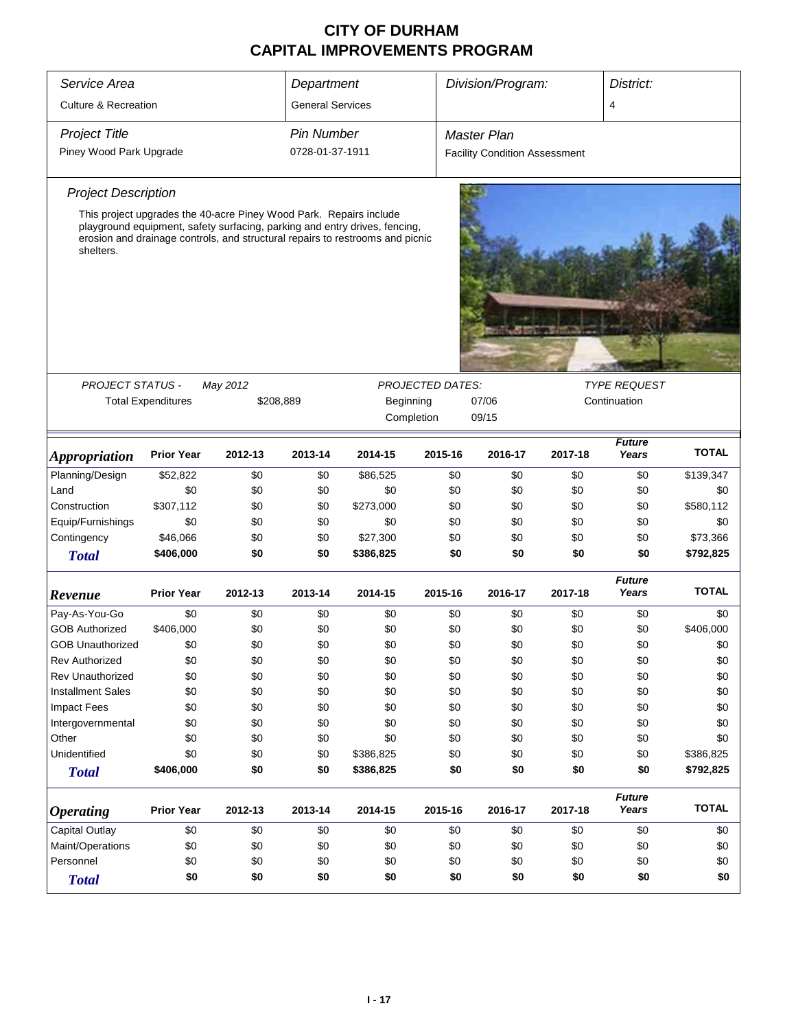# CITY OF DURHAM
# CAPITAL IMPROVEMENTS PROGRAM

| *Service Area* | *Department* | *Division/Program:* | *District:* |
|---|---|---|---|
| Culture & Recreation | General Services | | 4 |

| *Project Title* | *Pin Number* | *Master Plan* |
|---|---|---|
| Piney Wood Park Upgrade | 0728-01-37-1911 | Facility Condition Assessment |

*Project Description*

This project upgrades the 40-acre Piney Wood Park. Repairs include playground equipment, safety surfacing, parking and entry drives, fencing, erosion and drainage controls, and structural repairs to restrooms and picnic shelters.

| *PROJECT STATUS -* | *May 2012* | *PROJECTED DATES:* | | *TYPE REQUEST* |
|---|---|---|---|---|
| Total Expenditures | $208,889 | Beginning | 07/06 | Continuation |
| | | Completion | 09/15 | |

| *Appropriation* | Prior Year | 2012-13 | 2013-14 | 2014-15 | 2015-16 | 2016-17 | 2017-18 | *Future Years* | TOTAL |
|---|---|---|---|---|---|---|---|---|---|
| Planning/Design | $52,822 | $0 | $0 | $86,525 | $0 | $0 | $0 | $0 | $139,347 |
| Land | $0 | $0 | $0 | $0 | $0 | $0 | $0 | $0 | $0 |
| Construction | $307,112 | $0 | $0 | $273,000 | $0 | $0 | $0 | $0 | $580,112 |
| Equip/Furnishings | $0 | $0 | $0 | $0 | $0 | $0 | $0 | $0 | $0 |
| Contingency | $46,066 | $0 | $0 | $27,300 | $0 | $0 | $0 | $0 | $73,366 |
| ***Total*** | **$406,000** | **$0** | **$0** | **$386,825** | **$0** | **$0** | **$0** | **$0** | **$792,825** |

| *Revenue* | Prior Year | 2012-13 | 2013-14 | 2014-15 | 2015-16 | 2016-17 | 2017-18 | *Future Years* | TOTAL |
|---|---|---|---|---|---|---|---|---|---|
| Pay-As-You-Go | $0 | $0 | $0 | $0 | $0 | $0 | $0 | $0 | $0 |
| GOB Authorized | $406,000 | $0 | $0 | $0 | $0 | $0 | $0 | $0 | $406,000 |
| GOB Unauthorized | $0 | $0 | $0 | $0 | $0 | $0 | $0 | $0 | $0 |
| Rev Authorized | $0 | $0 | $0 | $0 | $0 | $0 | $0 | $0 | $0 |
| Rev Unauthorized | $0 | $0 | $0 | $0 | $0 | $0 | $0 | $0 | $0 |
| Installment Sales | $0 | $0 | $0 | $0 | $0 | $0 | $0 | $0 | $0 |
| Impact Fees | $0 | $0 | $0 | $0 | $0 | $0 | $0 | $0 | $0 |
| Intergovernmental | $0 | $0 | $0 | $0 | $0 | $0 | $0 | $0 | $0 |
| Other | $0 | $0 | $0 | $0 | $0 | $0 | $0 | $0 | $0 |
| Unidentified | $0 | $0 | $0 | $386,825 | $0 | $0 | $0 | $0 | $386,825 |
| ***Total*** | **$406,000** | **$0** | **$0** | **$386,825** | **$0** | **$0** | **$0** | **$0** | **$792,825** |

| *Operating* | Prior Year | 2012-13 | 2013-14 | 2014-15 | 2015-16 | 2016-17 | 2017-18 | *Future Years* | TOTAL |
|---|---|---|---|---|---|---|---|---|---|
| Capital Outlay | $0 | $0 | $0 | $0 | $0 | $0 | $0 | $0 | $0 |
| Maint/Operations | $0 | $0 | $0 | $0 | $0 | $0 | $0 | $0 | $0 |
| Personnel | $0 | $0 | $0 | $0 | $0 | $0 | $0 | $0 | $0 |
| ***Total*** | **$0** | **$0** | **$0** | **$0** | **$0** | **$0** | **$0** | **$0** | **$0** |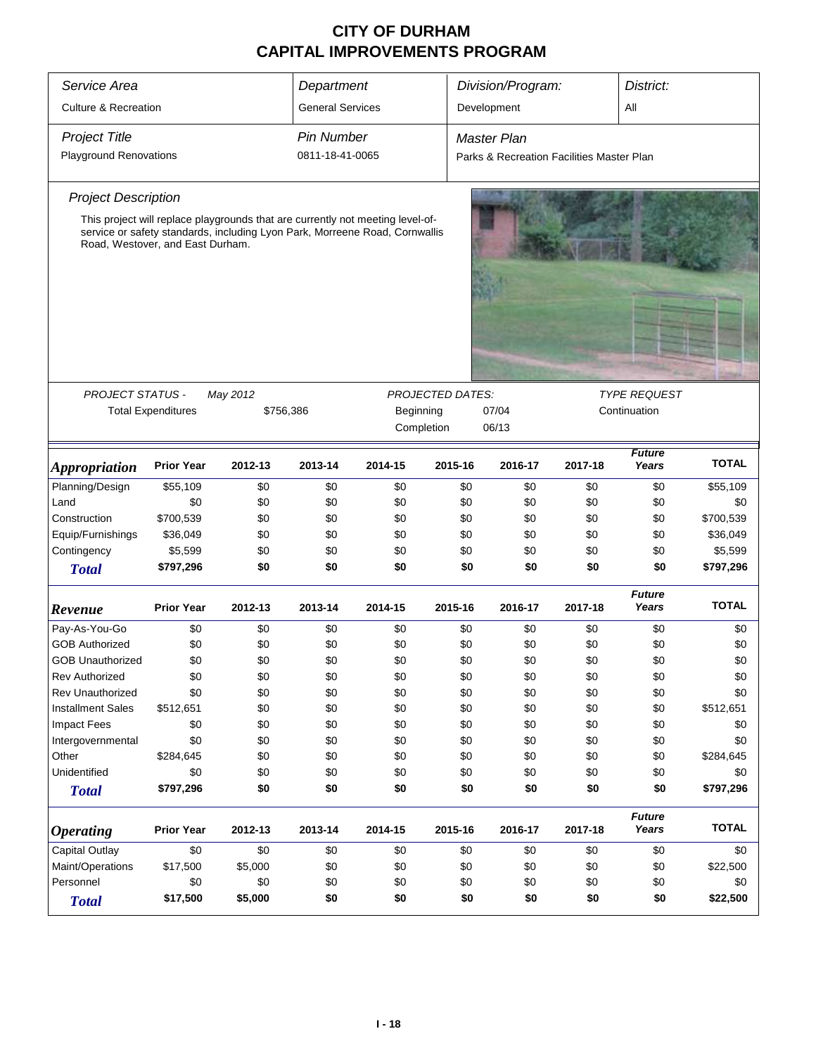# CITY OF DURHAM
# CAPITAL IMPROVEMENTS PROGRAM

| Service Area | Department | Division/Program: | District: |
|---|---|---|---|
| Culture & Recreation | General Services | Development | All |

| Project Title | Pin Number | Master Plan |
|---|---|---|
| Playground Renovations | 0811-18-41-0065 | Parks & Recreation Facilities Master Plan |

### Project Description

This project will replace playgrounds that are currently not meeting level-of-service or safety standards, including Lyon Park, Morreene Road, Cornwallis Road, Westover, and East Durham.

| PROJECT STATUS - | May 2012 | PROJECTED DATES: | | TYPE REQUEST |
|---|---|---|---|---|
| Total Expenditures | $756,386 | Beginning | 07/04 | Continuation |
| | | Completion | 06/13 | |

| *Appropriation* | Prior Year | 2012-13 | 2013-14 | 2014-15 | 2015-16 | 2016-17 | 2017-18 | *Future Years* | TOTAL |
|---|---|---|---|---|---|---|---|---|---|
| Planning/Design | $55,109 | $0 | $0 | $0 | $0 | $0 | $0 | $0 | $55,109 |
| Land | $0 | $0 | $0 | $0 | $0 | $0 | $0 | $0 | $0 |
| Construction | $700,539 | $0 | $0 | $0 | $0 | $0 | $0 | $0 | $700,539 |
| Equip/Furnishings | $36,049 | $0 | $0 | $0 | $0 | $0 | $0 | $0 | $36,049 |
| Contingency | $5,599 | $0 | $0 | $0 | $0 | $0 | $0 | $0 | $5,599 |
| **Total** | **$797,296** | **$0** | **$0** | **$0** | **$0** | **$0** | **$0** | **$0** | **$797,296** |

| *Revenue* | Prior Year | 2012-13 | 2013-14 | 2014-15 | 2015-16 | 2016-17 | 2017-18 | *Future Years* | TOTAL |
|---|---|---|---|---|---|---|---|---|---|
| Pay-As-You-Go | $0 | $0 | $0 | $0 | $0 | $0 | $0 | $0 | $0 |
| GOB Authorized | $0 | $0 | $0 | $0 | $0 | $0 | $0 | $0 | $0 |
| GOB Unauthorized | $0 | $0 | $0 | $0 | $0 | $0 | $0 | $0 | $0 |
| Rev Authorized | $0 | $0 | $0 | $0 | $0 | $0 | $0 | $0 | $0 |
| Rev Unauthorized | $0 | $0 | $0 | $0 | $0 | $0 | $0 | $0 | $0 |
| Installment Sales | $512,651 | $0 | $0 | $0 | $0 | $0 | $0 | $0 | $512,651 |
| Impact Fees | $0 | $0 | $0 | $0 | $0 | $0 | $0 | $0 | $0 |
| Intergovernmental | $0 | $0 | $0 | $0 | $0 | $0 | $0 | $0 | $0 |
| Other | $284,645 | $0 | $0 | $0 | $0 | $0 | $0 | $0 | $284,645 |
| Unidentified | $0 | $0 | $0 | $0 | $0 | $0 | $0 | $0 | $0 |
| **Total** | **$797,296** | **$0** | **$0** | **$0** | **$0** | **$0** | **$0** | **$0** | **$797,296** |

| *Operating* | Prior Year | 2012-13 | 2013-14 | 2014-15 | 2015-16 | 2016-17 | 2017-18 | *Future Years* | TOTAL |
|---|---|---|---|---|---|---|---|---|---|
| Capital Outlay | $0 | $0 | $0 | $0 | $0 | $0 | $0 | $0 | $0 |
| Maint/Operations | $17,500 | $5,000 | $0 | $0 | $0 | $0 | $0 | $0 | $22,500 |
| Personnel | $0 | $0 | $0 | $0 | $0 | $0 | $0 | $0 | $0 |
| **Total** | **$17,500** | **$5,000** | **$0** | **$0** | **$0** | **$0** | **$0** | **$0** | **$22,500** |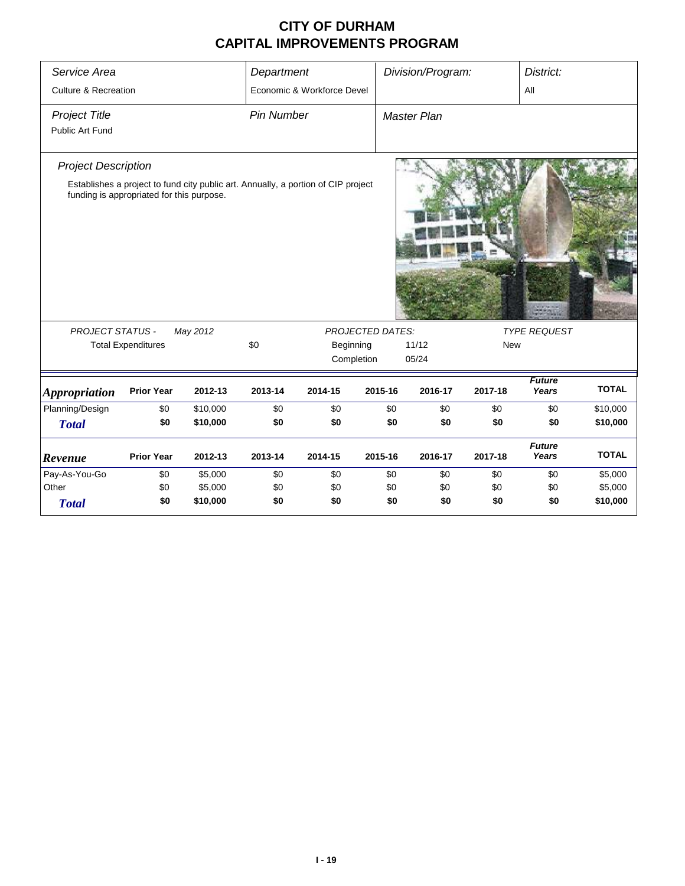# CITY OF DURHAM
# CAPITAL IMPROVEMENTS PROGRAM

| *Service Area* | *Department* | *Division/Program:* | *District:* |
|---|---|---|---|
| Culture & Recreation | Economic & Workforce Devel | | All |

| *Project Title* | *Pin Number* | *Master Plan* |
|---|---|---|
| Public Art Fund | | |

*Project Description*

Establishes a project to fund city public art. Annually, a portion of CIP project funding is appropriated for this purpose.

| *PROJECT STATUS -* | *May 2012* | | *PROJECTED DATES:* | | *TYPE REQUEST* |
|---|---|---|---|---|---|
| Total Expenditures | | $0 | Beginning | 11/12 | New |
| | | | Completion | 05/24 | |

| *Appropriation* | Prior Year | 2012-13 | 2013-14 | 2014-15 | 2015-16 | 2016-17 | 2017-18 | *Future Years* | TOTAL |
|---|---|---|---|---|---|---|---|---|---|
| Planning/Design | $0 | $10,000 | $0 | $0 | $0 | $0 | $0 | $0 | $10,000 |
| ***Total*** | **$0** | **$10,000** | **$0** | **$0** | **$0** | **$0** | **$0** | **$0** | **$10,000** |

| *Revenue* | Prior Year | 2012-13 | 2013-14 | 2014-15 | 2015-16 | 2016-17 | 2017-18 | *Future Years* | TOTAL |
|---|---|---|---|---|---|---|---|---|---|
| Pay-As-You-Go | $0 | $5,000 | $0 | $0 | $0 | $0 | $0 | $0 | $5,000 |
| Other | $0 | $5,000 | $0 | $0 | $0 | $0 | $0 | $0 | $5,000 |
| ***Total*** | **$0** | **$10,000** | **$0** | **$0** | **$0** | **$0** | **$0** | **$0** | **$10,000** |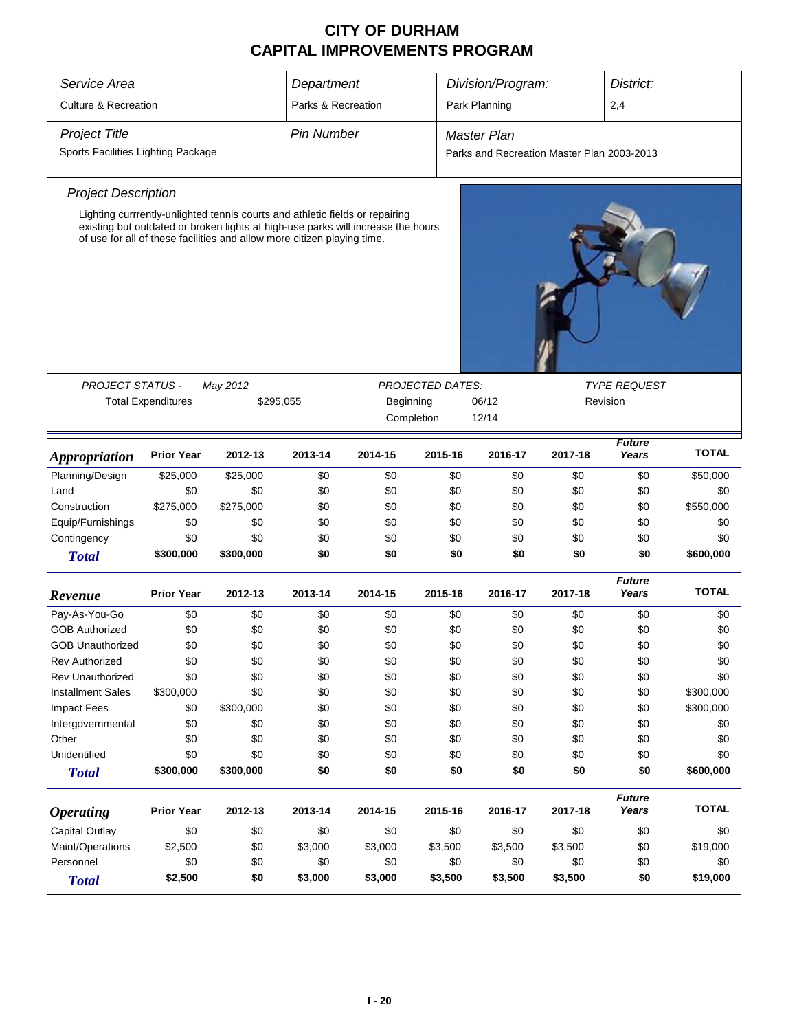# CITY OF DURHAM
# CAPITAL IMPROVEMENTS PROGRAM

| *Service Area* | *Department* | *Division/Program:* | *District:* |
|---|---|---|---|
| Culture & Recreation | Parks & Recreation | Park Planning | 2,4 |

| *Project Title* | *Pin Number* | *Master Plan* |
|---|---|---|
| Sports Facilities Lighting Package | | Parks and Recreation Master Plan 2003-2013 |

*Project Description*

Lighting currrently-unlighted tennis courts and athletic fields or repairing existing but outdated or broken lights at high-use parks will increase the hours of use for all of these facilities and allow more citizen playing time.

| *PROJECT STATUS -* | *May 2012* | *PROJECTED DATES:* | | *TYPE REQUEST* |
|---|---|---|---|---|
| Total Expenditures | $295,055 | Beginning | 06/12 | Revision |
| | | Completion | 12/14 | |

| *Appropriation* | Prior Year | 2012-13 | 2013-14 | 2014-15 | 2015-16 | 2016-17 | 2017-18 | *Future Years* | TOTAL |
|---|---|---|---|---|---|---|---|---|---|
| Planning/Design | $25,000 | $25,000 | $0 | $0 | $0 | $0 | $0 | $0 | $50,000 |
| Land | $0 | $0 | $0 | $0 | $0 | $0 | $0 | $0 | $0 |
| Construction | $275,000 | $275,000 | $0 | $0 | $0 | $0 | $0 | $0 | $550,000 |
| Equip/Furnishings | $0 | $0 | $0 | $0 | $0 | $0 | $0 | $0 | $0 |
| Contingency | $0 | $0 | $0 | $0 | $0 | $0 | $0 | $0 | $0 |
| **Total** | **$300,000** | **$300,000** | **$0** | **$0** | **$0** | **$0** | **$0** | **$0** | **$600,000** |

| *Revenue* | Prior Year | 2012-13 | 2013-14 | 2014-15 | 2015-16 | 2016-17 | 2017-18 | *Future Years* | TOTAL |
|---|---|---|---|---|---|---|---|---|---|
| Pay-As-You-Go | $0 | $0 | $0 | $0 | $0 | $0 | $0 | $0 | $0 |
| GOB Authorized | $0 | $0 | $0 | $0 | $0 | $0 | $0 | $0 | $0 |
| GOB Unauthorized | $0 | $0 | $0 | $0 | $0 | $0 | $0 | $0 | $0 |
| Rev Authorized | $0 | $0 | $0 | $0 | $0 | $0 | $0 | $0 | $0 |
| Rev Unauthorized | $0 | $0 | $0 | $0 | $0 | $0 | $0 | $0 | $0 |
| Installment Sales | $300,000 | $0 | $0 | $0 | $0 | $0 | $0 | $0 | $300,000 |
| Impact Fees | $0 | $300,000 | $0 | $0 | $0 | $0 | $0 | $0 | $300,000 |
| Intergovernmental | $0 | $0 | $0 | $0 | $0 | $0 | $0 | $0 | $0 |
| Other | $0 | $0 | $0 | $0 | $0 | $0 | $0 | $0 | $0 |
| Unidentified | $0 | $0 | $0 | $0 | $0 | $0 | $0 | $0 | $0 |
| **Total** | **$300,000** | **$300,000** | **$0** | **$0** | **$0** | **$0** | **$0** | **$0** | **$600,000** |

| *Operating* | Prior Year | 2012-13 | 2013-14 | 2014-15 | 2015-16 | 2016-17 | 2017-18 | *Future Years* | TOTAL |
|---|---|---|---|---|---|---|---|---|---|
| Capital Outlay | $0 | $0 | $0 | $0 | $0 | $0 | $0 | $0 | $0 |
| Maint/Operations | $2,500 | $0 | $3,000 | $3,000 | $3,500 | $3,500 | $3,500 | $0 | $19,000 |
| Personnel | $0 | $0 | $0 | $0 | $0 | $0 | $0 | $0 | $0 |
| **Total** | **$2,500** | **$0** | **$3,000** | **$3,000** | **$3,500** | **$3,500** | **$3,500** | **$0** | **$19,000** |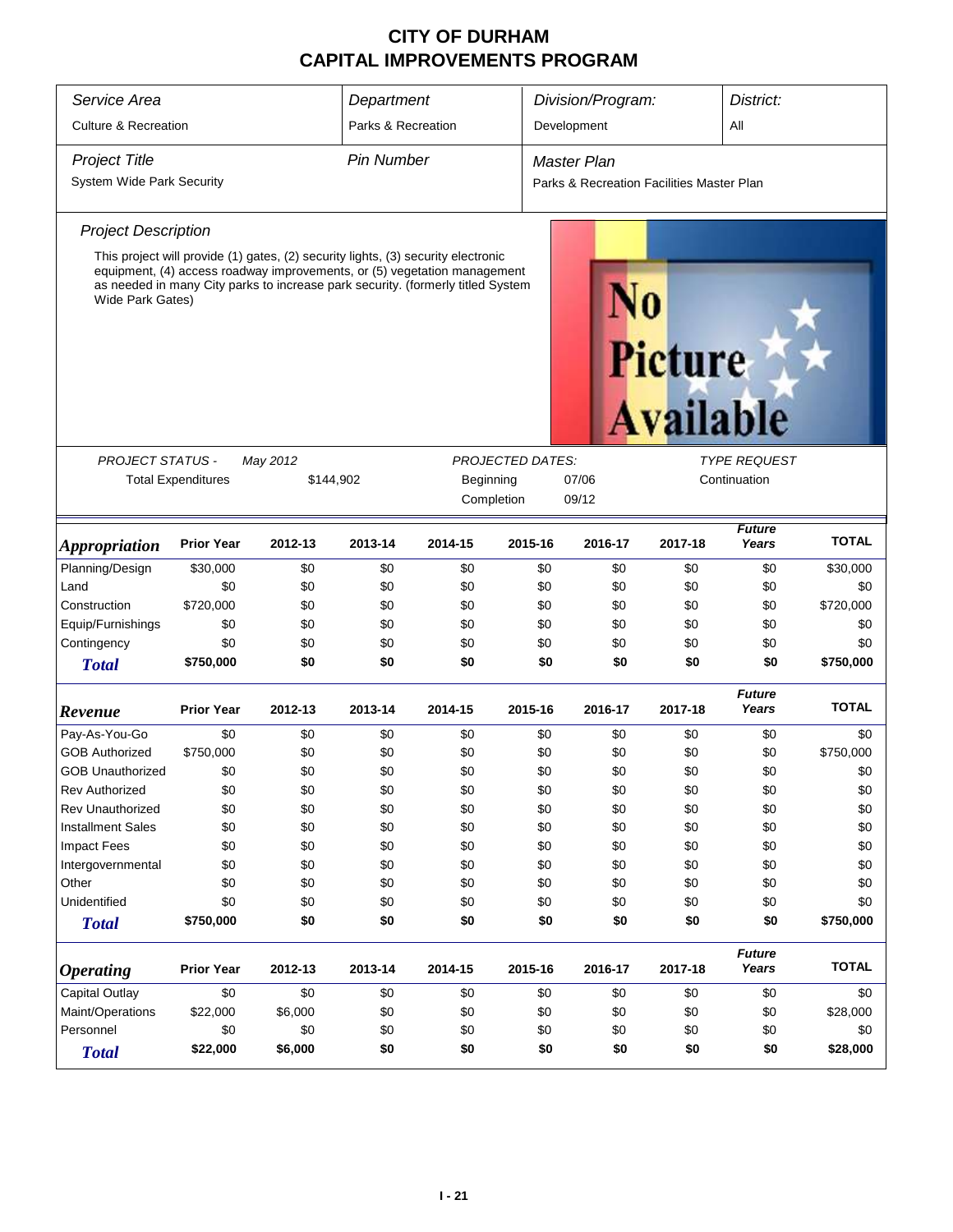# CITY OF DURHAM
# CAPITAL IMPROVEMENTS PROGRAM

| Service Area | Department | Division/Program: | District: |
|---|---|---|---|
| Culture & Recreation | Parks & Recreation | Development | All |

| Project Title | Pin Number | Master Plan |
|---|---|---|
| System Wide Park Security | | Parks & Recreation Facilities Master Plan |

### Project Description

This project will provide (1) gates, (2) security lights, (3) security electronic equipment, (4) access roadway improvements, or (5) vegetation management as needed in many City parks to increase park security. (formerly titled System Wide Park Gates)

No Picture Available

| PROJECT STATUS - May 2012 | | PROJECTED DATES: | | TYPE REQUEST |
|---|---|---|---|---|
| Total Expenditures | $144,902 | Beginning | 07/06 | Continuation |
| | | Completion | 09/12 | |

| Appropriation | Prior Year | 2012-13 | 2013-14 | 2014-15 | 2015-16 | 2016-17 | 2017-18 | Future Years | TOTAL |
|---|---|---|---|---|---|---|---|---|---|
| Planning/Design | $30,000 | $0 | $0 | $0 | $0 | $0 | $0 | $0 | $30,000 |
| Land | $0 | $0 | $0 | $0 | $0 | $0 | $0 | $0 | $0 |
| Construction | $720,000 | $0 | $0 | $0 | $0 | $0 | $0 | $0 | $720,000 |
| Equip/Furnishings | $0 | $0 | $0 | $0 | $0 | $0 | $0 | $0 | $0 |
| Contingency | $0 | $0 | $0 | $0 | $0 | $0 | $0 | $0 | $0 |
| **Total** | **$750,000** | **$0** | **$0** | **$0** | **$0** | **$0** | **$0** | **$0** | **$750,000** |

| Revenue | Prior Year | 2012-13 | 2013-14 | 2014-15 | 2015-16 | 2016-17 | 2017-18 | Future Years | TOTAL |
|---|---|---|---|---|---|---|---|---|---|
| Pay-As-You-Go | $0 | $0 | $0 | $0 | $0 | $0 | $0 | $0 | $0 |
| GOB Authorized | $750,000 | $0 | $0 | $0 | $0 | $0 | $0 | $0 | $750,000 |
| GOB Unauthorized | $0 | $0 | $0 | $0 | $0 | $0 | $0 | $0 | $0 |
| Rev Authorized | $0 | $0 | $0 | $0 | $0 | $0 | $0 | $0 | $0 |
| Rev Unauthorized | $0 | $0 | $0 | $0 | $0 | $0 | $0 | $0 | $0 |
| Installment Sales | $0 | $0 | $0 | $0 | $0 | $0 | $0 | $0 | $0 |
| Impact Fees | $0 | $0 | $0 | $0 | $0 | $0 | $0 | $0 | $0 |
| Intergovernmental | $0 | $0 | $0 | $0 | $0 | $0 | $0 | $0 | $0 |
| Other | $0 | $0 | $0 | $0 | $0 | $0 | $0 | $0 | $0 |
| Unidentified | $0 | $0 | $0 | $0 | $0 | $0 | $0 | $0 | $0 |
| **Total** | **$750,000** | **$0** | **$0** | **$0** | **$0** | **$0** | **$0** | **$0** | **$750,000** |

| Operating | Prior Year | 2012-13 | 2013-14 | 2014-15 | 2015-16 | 2016-17 | 2017-18 | Future Years | TOTAL |
|---|---|---|---|---|---|---|---|---|---|
| Capital Outlay | $0 | $0 | $0 | $0 | $0 | $0 | $0 | $0 | $0 |
| Maint/Operations | $22,000 | $6,000 | $0 | $0 | $0 | $0 | $0 | $0 | $28,000 |
| Personnel | $0 | $0 | $0 | $0 | $0 | $0 | $0 | $0 | $0 |
| **Total** | **$22,000** | **$6,000** | **$0** | **$0** | **$0** | **$0** | **$0** | **$0** | **$28,000** |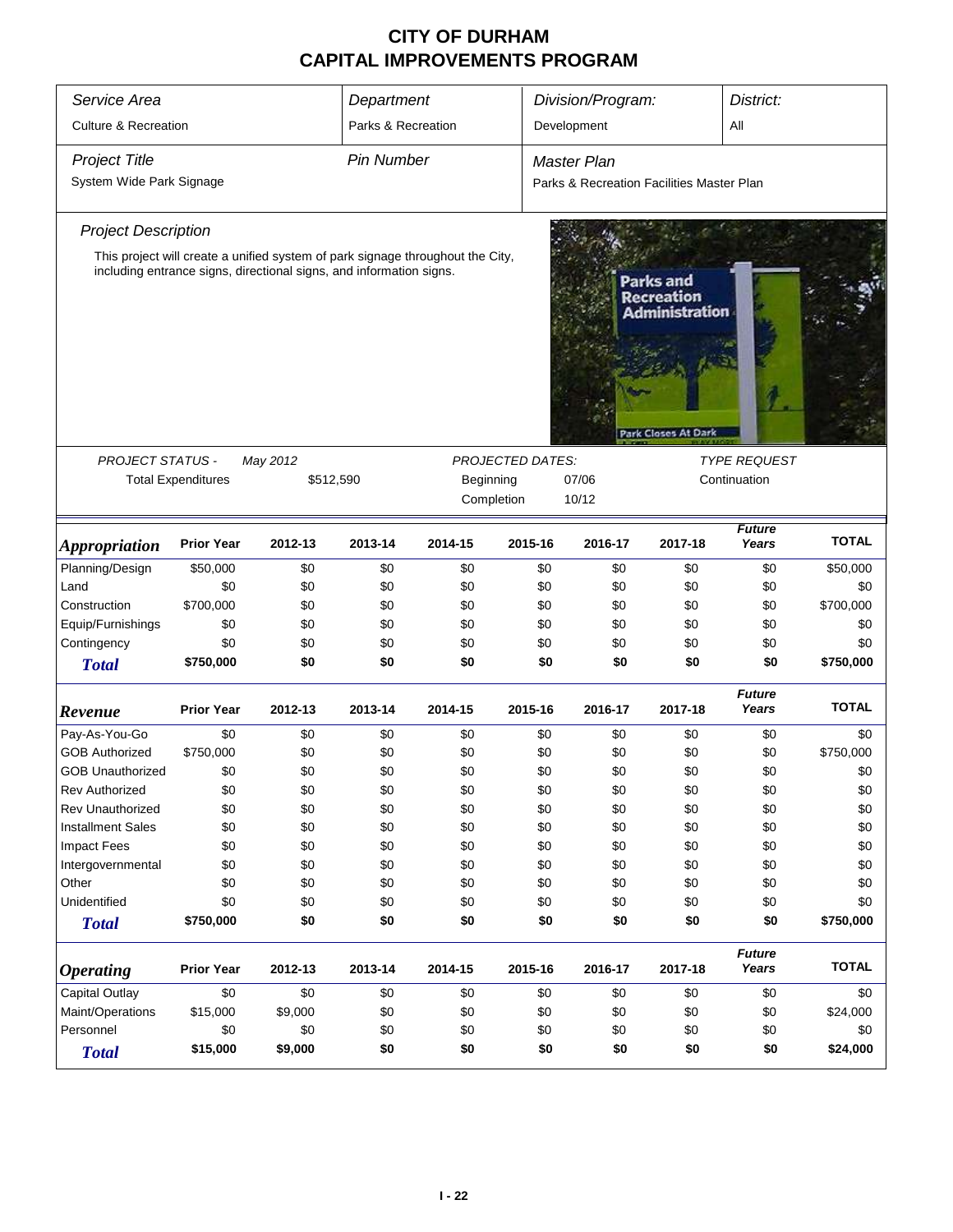# CITY OF DURHAM
## CAPITAL IMPROVEMENTS PROGRAM

| *Service Area* | *Department* | *Division/Program:* | *District:* |
|---|---|---|---|
| Culture & Recreation | Parks & Recreation | Development | All |

| *Project Title* | *Pin Number* | *Master Plan* |
|---|---|---|
| System Wide Park Signage | | Parks & Recreation Facilities Master Plan |

*Project Description*

This project will create a unified system of park signage throughout the City, including entrance signs, directional signs, and information signs.

| *PROJECT STATUS -* | *May 2012* | *PROJECTED DATES:* | | *TYPE REQUEST* |
|---|---|---|---|---|
| Total Expenditures | $512,590 | Beginning | 07/06 | Continuation |
| | | Completion | 10/12 | |

| ***Appropriation*** | **Prior Year** | **2012-13** | **2013-14** | **2014-15** | **2015-16** | **2016-17** | **2017-18** | ***Future Years*** | **TOTAL** |
|---|---|---|---|---|---|---|---|---|---|
| Planning/Design | $50,000 | $0 | $0 | $0 | $0 | $0 | $0 | $0 | $50,000 |
| Land | $0 | $0 | $0 | $0 | $0 | $0 | $0 | $0 | $0 |
| Construction | $700,000 | $0 | $0 | $0 | $0 | $0 | $0 | $0 | $700,000 |
| Equip/Furnishings | $0 | $0 | $0 | $0 | $0 | $0 | $0 | $0 | $0 |
| Contingency | $0 | $0 | $0 | $0 | $0 | $0 | $0 | $0 | $0 |
| ***Total*** | **$750,000** | **$0** | **$0** | **$0** | **$0** | **$0** | **$0** | **$0** | **$750,000** |

| ***Revenue*** | **Prior Year** | **2012-13** | **2013-14** | **2014-15** | **2015-16** | **2016-17** | **2017-18** | ***Future Years*** | **TOTAL** |
|---|---|---|---|---|---|---|---|---|---|
| Pay-As-You-Go | $0 | $0 | $0 | $0 | $0 | $0 | $0 | $0 | $0 |
| GOB Authorized | $750,000 | $0 | $0 | $0 | $0 | $0 | $0 | $0 | $750,000 |
| GOB Unauthorized | $0 | $0 | $0 | $0 | $0 | $0 | $0 | $0 | $0 |
| Rev Authorized | $0 | $0 | $0 | $0 | $0 | $0 | $0 | $0 | $0 |
| Rev Unauthorized | $0 | $0 | $0 | $0 | $0 | $0 | $0 | $0 | $0 |
| Installment Sales | $0 | $0 | $0 | $0 | $0 | $0 | $0 | $0 | $0 |
| Impact Fees | $0 | $0 | $0 | $0 | $0 | $0 | $0 | $0 | $0 |
| Intergovernmental | $0 | $0 | $0 | $0 | $0 | $0 | $0 | $0 | $0 |
| Other | $0 | $0 | $0 | $0 | $0 | $0 | $0 | $0 | $0 |
| Unidentified | $0 | $0 | $0 | $0 | $0 | $0 | $0 | $0 | $0 |
| ***Total*** | **$750,000** | **$0** | **$0** | **$0** | **$0** | **$0** | **$0** | **$0** | **$750,000** |

| ***Operating*** | **Prior Year** | **2012-13** | **2013-14** | **2014-15** | **2015-16** | **2016-17** | **2017-18** | ***Future Years*** | **TOTAL** |
|---|---|---|---|---|---|---|---|---|---|
| Capital Outlay | $0 | $0 | $0 | $0 | $0 | $0 | $0 | $0 | $0 |
| Maint/Operations | $15,000 | $9,000 | $0 | $0 | $0 | $0 | $0 | $0 | $24,000 |
| Personnel | $0 | $0 | $0 | $0 | $0 | $0 | $0 | $0 | $0 |
| ***Total*** | **$15,000** | **$9,000** | **$0** | **$0** | **$0** | **$0** | **$0** | **$0** | **$24,000** |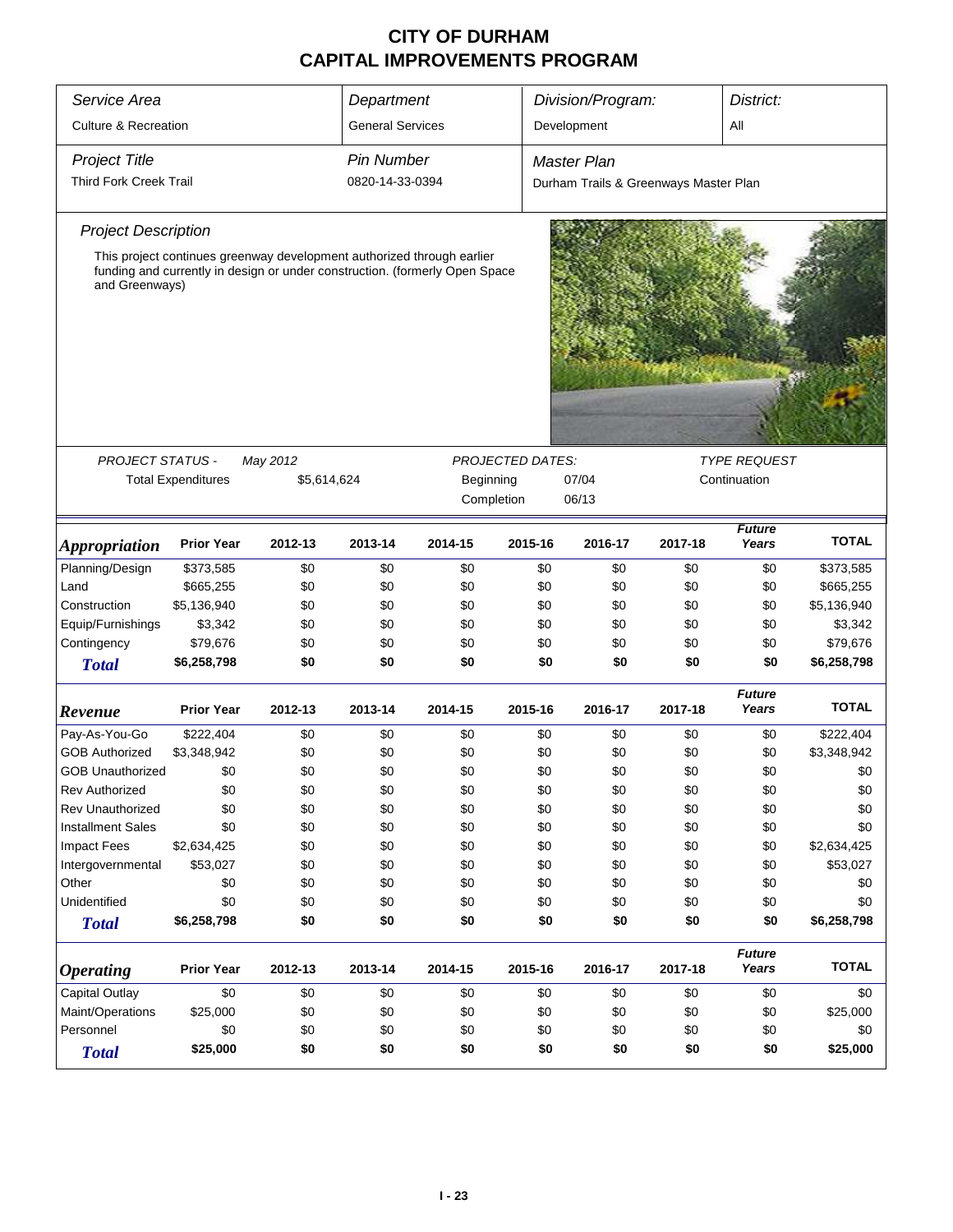# CITY OF DURHAM
# CAPITAL IMPROVEMENTS PROGRAM

| Service Area | Department | Division/Program: | District: |
|---|---|---|---|
| Culture & Recreation | General Services | Development | All |

| Project Title | Pin Number | Master Plan |
|---|---|---|
| Third Fork Creek Trail | 0820-14-33-0394 | Durham Trails & Greenways Master Plan |

*Project Description*

This project continues greenway development authorized through earlier funding and currently in design or under construction. (formerly Open Space and Greenways)

PROJECT STATUS - May 2012

Total Expenditures $5,614,624

PROJECTED DATES:
Beginning 07/04
Completion 06/13

TYPE REQUEST
Continuation

| *Appropriation* | Prior Year | 2012-13 | 2013-14 | 2014-15 | 2015-16 | 2016-17 | 2017-18 | *Future Years* | TOTAL |
|---|---|---|---|---|---|---|---|---|---|
| Planning/Design | $373,585 | $0 | $0 | $0 | $0 | $0 | $0 | $0 | $373,585 |
| Land | $665,255 | $0 | $0 | $0 | $0 | $0 | $0 | $0 | $665,255 |
| Construction | $5,136,940 | $0 | $0 | $0 | $0 | $0 | $0 | $0 | $5,136,940 |
| Equip/Furnishings | $3,342 | $0 | $0 | $0 | $0 | $0 | $0 | $0 | $3,342 |
| Contingency | $79,676 | $0 | $0 | $0 | $0 | $0 | $0 | $0 | $79,676 |
| **Total** | **$6,258,798** | **$0** | **$0** | **$0** | **$0** | **$0** | **$0** | **$0** | **$6,258,798** |

| *Revenue* | Prior Year | 2012-13 | 2013-14 | 2014-15 | 2015-16 | 2016-17 | 2017-18 | *Future Years* | TOTAL |
|---|---|---|---|---|---|---|---|---|---|
| Pay-As-You-Go | $222,404 | $0 | $0 | $0 | $0 | $0 | $0 | $0 | $222,404 |
| GOB Authorized | $3,348,942 | $0 | $0 | $0 | $0 | $0 | $0 | $0 | $3,348,942 |
| GOB Unauthorized | $0 | $0 | $0 | $0 | $0 | $0 | $0 | $0 | $0 |
| Rev Authorized | $0 | $0 | $0 | $0 | $0 | $0 | $0 | $0 | $0 |
| Rev Unauthorized | $0 | $0 | $0 | $0 | $0 | $0 | $0 | $0 | $0 |
| Installment Sales | $0 | $0 | $0 | $0 | $0 | $0 | $0 | $0 | $0 |
| Impact Fees | $2,634,425 | $0 | $0 | $0 | $0 | $0 | $0 | $0 | $2,634,425 |
| Intergovernmental | $53,027 | $0 | $0 | $0 | $0 | $0 | $0 | $0 | $53,027 |
| Other | $0 | $0 | $0 | $0 | $0 | $0 | $0 | $0 | $0 |
| Unidentified | $0 | $0 | $0 | $0 | $0 | $0 | $0 | $0 | $0 |
| **Total** | **$6,258,798** | **$0** | **$0** | **$0** | **$0** | **$0** | **$0** | **$0** | **$6,258,798** |

| *Operating* | Prior Year | 2012-13 | 2013-14 | 2014-15 | 2015-16 | 2016-17 | 2017-18 | *Future Years* | TOTAL |
|---|---|---|---|---|---|---|---|---|---|
| Capital Outlay | $0 | $0 | $0 | $0 | $0 | $0 | $0 | $0 | $0 |
| Maint/Operations | $25,000 | $0 | $0 | $0 | $0 | $0 | $0 | $0 | $25,000 |
| Personnel | $0 | $0 | $0 | $0 | $0 | $0 | $0 | $0 | $0 |
| **Total** | **$25,000** | **$0** | **$0** | **$0** | **$0** | **$0** | **$0** | **$0** | **$25,000** |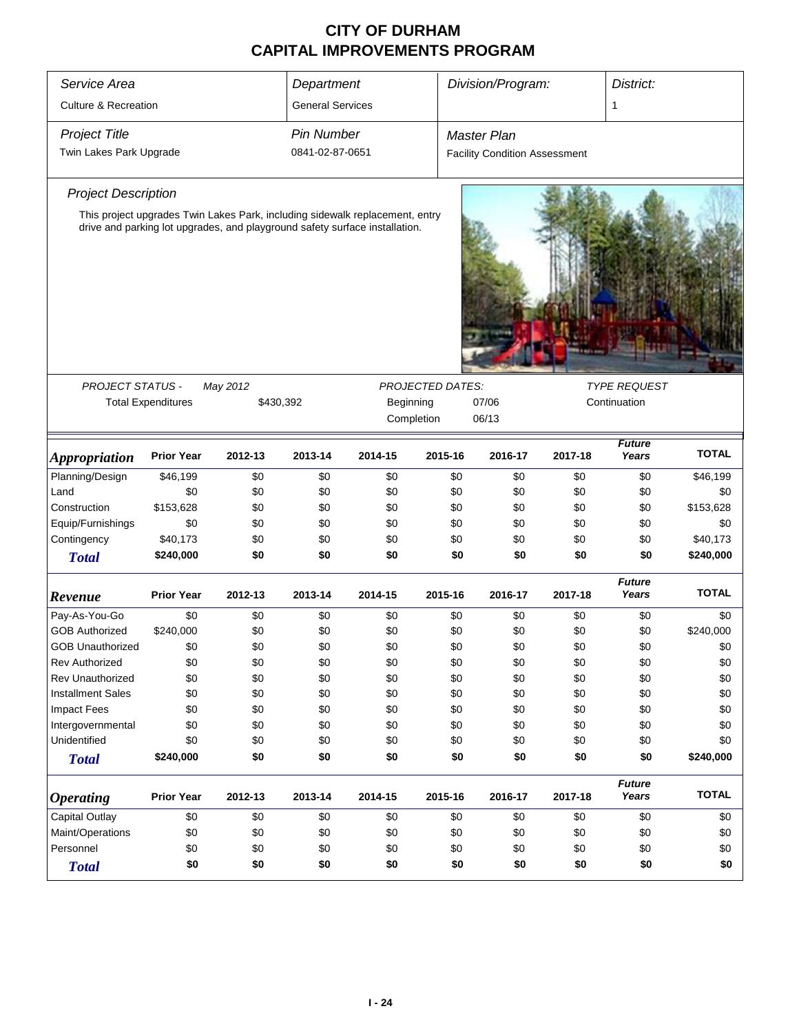# CITY OF DURHAM
# CAPITAL IMPROVEMENTS PROGRAM

| *Service Area* | *Department* | *Division/Program:* | *District:* |
|---|---|---|---|
| Culture & Recreation | General Services | | 1 |

| *Project Title* | *Pin Number* | *Master Plan* |
|---|---|---|
| Twin Lakes Park Upgrade | 0841-02-87-0651 | Facility Condition Assessment |

*Project Description*

This project upgrades Twin Lakes Park, including sidewalk replacement, entry drive and parking lot upgrades, and playground safety surface installation.

| *PROJECT STATUS -* | *May 2012* | *PROJECTED DATES:* | | *TYPE REQUEST* |
|---|---|---|---|---|
| Total Expenditures | $430,392 | Beginning | 07/06 | Continuation |
| | | Completion | 06/13 | |

| *Appropriation* | Prior Year | 2012-13 | 2013-14 | 2014-15 | 2015-16 | 2016-17 | 2017-18 | *Future Years* | TOTAL |
|---|---|---|---|---|---|---|---|---|---|
| Planning/Design | $46,199 | $0 | $0 | $0 | $0 | $0 | $0 | $0 | $46,199 |
| Land | $0 | $0 | $0 | $0 | $0 | $0 | $0 | $0 | $0 |
| Construction | $153,628 | $0 | $0 | $0 | $0 | $0 | $0 | $0 | $153,628 |
| Equip/Furnishings | $0 | $0 | $0 | $0 | $0 | $0 | $0 | $0 | $0 |
| Contingency | $40,173 | $0 | $0 | $0 | $0 | $0 | $0 | $0 | $40,173 |
| **Total** | **$240,000** | **$0** | **$0** | **$0** | **$0** | **$0** | **$0** | **$0** | **$240,000** |

| *Revenue* | Prior Year | 2012-13 | 2013-14 | 2014-15 | 2015-16 | 2016-17 | 2017-18 | *Future Years* | TOTAL |
|---|---|---|---|---|---|---|---|---|---|
| Pay-As-You-Go | $0 | $0 | $0 | $0 | $0 | $0 | $0 | $0 | $0 |
| GOB Authorized | $240,000 | $0 | $0 | $0 | $0 | $0 | $0 | $0 | $240,000 |
| GOB Unauthorized | $0 | $0 | $0 | $0 | $0 | $0 | $0 | $0 | $0 |
| Rev Authorized | $0 | $0 | $0 | $0 | $0 | $0 | $0 | $0 | $0 |
| Rev Unauthorized | $0 | $0 | $0 | $0 | $0 | $0 | $0 | $0 | $0 |
| Installment Sales | $0 | $0 | $0 | $0 | $0 | $0 | $0 | $0 | $0 |
| Impact Fees | $0 | $0 | $0 | $0 | $0 | $0 | $0 | $0 | $0 |
| Intergovernmental | $0 | $0 | $0 | $0 | $0 | $0 | $0 | $0 | $0 |
| Unidentified | $0 | $0 | $0 | $0 | $0 | $0 | $0 | $0 | $0 |
| **Total** | **$240,000** | **$0** | **$0** | **$0** | **$0** | **$0** | **$0** | **$0** | **$240,000** |

| *Operating* | Prior Year | 2012-13 | 2013-14 | 2014-15 | 2015-16 | 2016-17 | 2017-18 | *Future Years* | TOTAL |
|---|---|---|---|---|---|---|---|---|---|
| Capital Outlay | $0 | $0 | $0 | $0 | $0 | $0 | $0 | $0 | $0 |
| Maint/Operations | $0 | $0 | $0 | $0 | $0 | $0 | $0 | $0 | $0 |
| Personnel | $0 | $0 | $0 | $0 | $0 | $0 | $0 | $0 | $0 |
| **Total** | **$0** | **$0** | **$0** | **$0** | **$0** | **$0** | **$0** | **$0** | **$0** |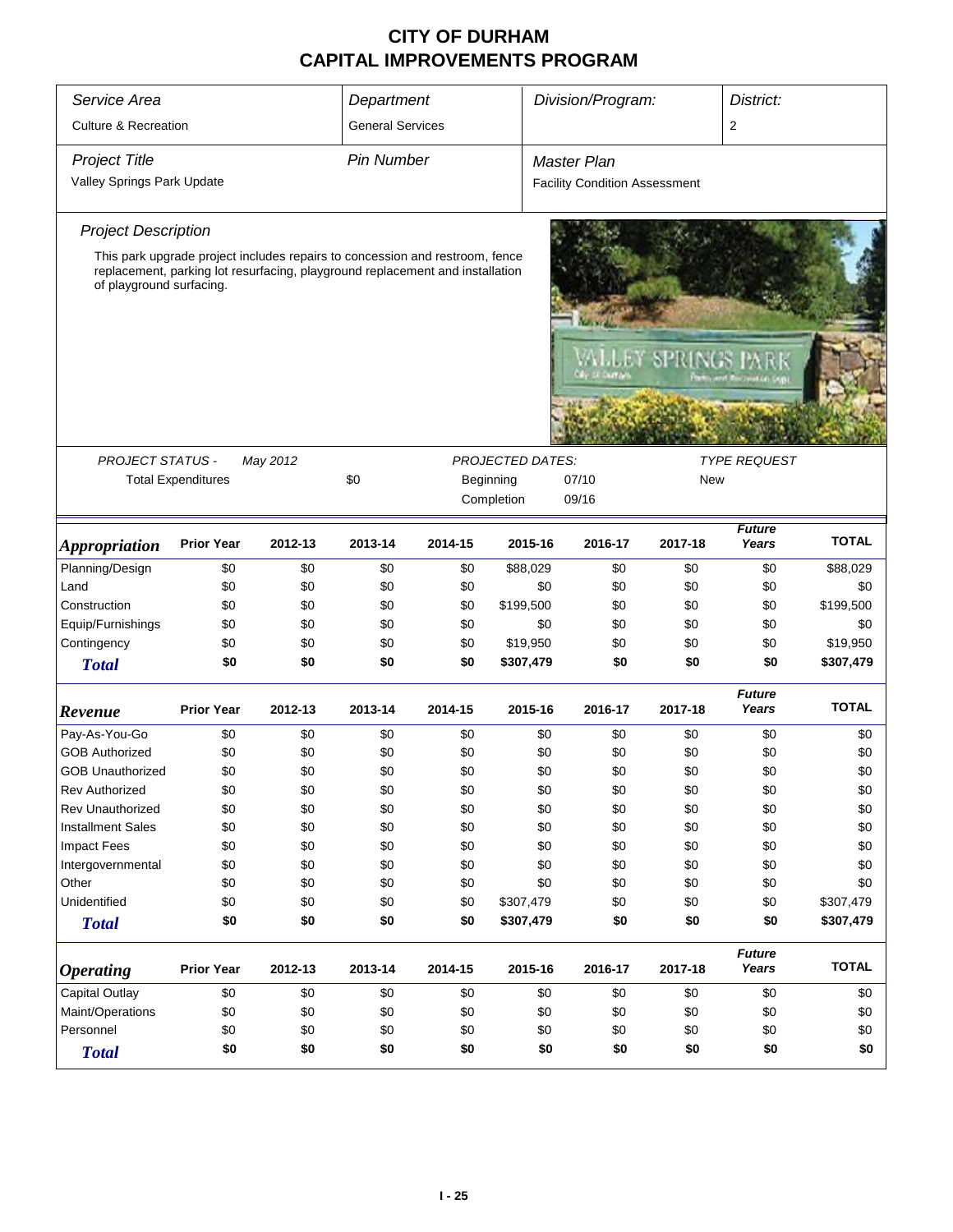# CITY OF DURHAM
# CAPITAL IMPROVEMENTS PROGRAM

| Service Area | Department | Division/Program: | District: |
|---|---|---|---|
| Culture & Recreation | General Services | | 2 |

| Project Title | Pin Number | Master Plan |
|---|---|---|
| Valley Springs Park Update | | Facility Condition Assessment |

*Project Description*

This park upgrade project includes repairs to concession and restroom, fence replacement, parking lot resurfacing, playground replacement and installation of playground surfacing.

| PROJECT STATUS - | May 2012 | | PROJECTED DATES: | | TYPE REQUEST |
|---|---|---|---|---|---|
| Total Expenditures | | $0 | Beginning | 07/10 | New |
| | | | Completion | 09/16 | |

| *Appropriation* | Prior Year | 2012-13 | 2013-14 | 2014-15 | 2015-16 | 2016-17 | 2017-18 | *Future Years* | TOTAL |
|---|---|---|---|---|---|---|---|---|---|
| Planning/Design | $0 | $0 | $0 | $0 | $88,029 | $0 | $0 | $0 | $88,029 |
| Land | $0 | $0 | $0 | $0 | $0 | $0 | $0 | $0 | $0 |
| Construction | $0 | $0 | $0 | $0 | $199,500 | $0 | $0 | $0 | $199,500 |
| Equip/Furnishings | $0 | $0 | $0 | $0 | $0 | $0 | $0 | $0 | $0 |
| Contingency | $0 | $0 | $0 | $0 | $19,950 | $0 | $0 | $0 | $19,950 |
| ***Total*** | **$0** | **$0** | **$0** | **$0** | **$307,479** | **$0** | **$0** | **$0** | **$307,479** |

| *Revenue* | Prior Year | 2012-13 | 2013-14 | 2014-15 | 2015-16 | 2016-17 | 2017-18 | *Future Years* | TOTAL |
|---|---|---|---|---|---|---|---|---|---|
| Pay-As-You-Go | $0 | $0 | $0 | $0 | $0 | $0 | $0 | $0 | $0 |
| GOB Authorized | $0 | $0 | $0 | $0 | $0 | $0 | $0 | $0 | $0 |
| GOB Unauthorized | $0 | $0 | $0 | $0 | $0 | $0 | $0 | $0 | $0 |
| Rev Authorized | $0 | $0 | $0 | $0 | $0 | $0 | $0 | $0 | $0 |
| Rev Unauthorized | $0 | $0 | $0 | $0 | $0 | $0 | $0 | $0 | $0 |
| Installment Sales | $0 | $0 | $0 | $0 | $0 | $0 | $0 | $0 | $0 |
| Impact Fees | $0 | $0 | $0 | $0 | $0 | $0 | $0 | $0 | $0 |
| Intergovernmental | $0 | $0 | $0 | $0 | $0 | $0 | $0 | $0 | $0 |
| Other | $0 | $0 | $0 | $0 | $0 | $0 | $0 | $0 | $0 |
| Unidentified | $0 | $0 | $0 | $0 | $307,479 | $0 | $0 | $0 | $307,479 |
| ***Total*** | **$0** | **$0** | **$0** | **$0** | **$307,479** | **$0** | **$0** | **$0** | **$307,479** |

| *Operating* | Prior Year | 2012-13 | 2013-14 | 2014-15 | 2015-16 | 2016-17 | 2017-18 | *Future Years* | TOTAL |
|---|---|---|---|---|---|---|---|---|---|
| Capital Outlay | $0 | $0 | $0 | $0 | $0 | $0 | $0 | $0 | $0 |
| Maint/Operations | $0 | $0 | $0 | $0 | $0 | $0 | $0 | $0 | $0 |
| Personnel | $0 | $0 | $0 | $0 | $0 | $0 | $0 | $0 | $0 |
| ***Total*** | **$0** | **$0** | **$0** | **$0** | **$0** | **$0** | **$0** | **$0** | **$0** |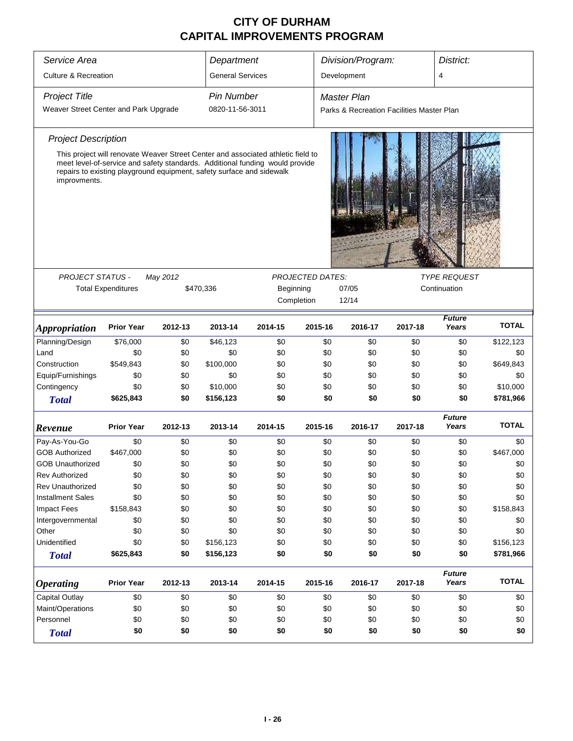# CITY OF DURHAM
# CAPITAL IMPROVEMENTS PROGRAM

| *Service Area* | *Department* | *Division/Program:* | *District:* |
|---|---|---|---|
| Culture & Recreation | General Services | Development | 4 |

| *Project Title* | *Pin Number* | *Master Plan* |
|---|---|---|
| Weaver Street Center and Park Upgrade | 0820-11-56-3011 | Parks & Recreation Facilities Master Plan |

*Project Description*

This project will renovate Weaver Street Center and associated athletic field to meet level-of-service and safety standards. Additional funding would provide repairs to existing playground equipment, safety surface and sidewalk improvments.

| *PROJECT STATUS -* | *May 2012* | *PROJECTED DATES:* | | *TYPE REQUEST* |
|---|---|---|---|---|
| Total Expenditures | $470,336 | Beginning | 07/05 | Continuation |
| | | Completion | 12/14 | |

| *Appropriation* | Prior Year | 2012-13 | 2013-14 | 2014-15 | 2015-16 | 2016-17 | 2017-18 | *Future Years* | TOTAL |
|---|---|---|---|---|---|---|---|---|---|
| Planning/Design | $76,000 | $0 | $46,123 | $0 | $0 | $0 | $0 | $0 | $122,123 |
| Land | $0 | $0 | $0 | $0 | $0 | $0 | $0 | $0 | $0 |
| Construction | $549,843 | $0 | $100,000 | $0 | $0 | $0 | $0 | $0 | $649,843 |
| Equip/Furnishings | $0 | $0 | $0 | $0 | $0 | $0 | $0 | $0 | $0 |
| Contingency | $0 | $0 | $10,000 | $0 | $0 | $0 | $0 | $0 | $10,000 |
| ***Total*** | **$625,843** | **$0** | **$156,123** | **$0** | **$0** | **$0** | **$0** | **$0** | **$781,966** |

| *Revenue* | Prior Year | 2012-13 | 2013-14 | 2014-15 | 2015-16 | 2016-17 | 2017-18 | *Future Years* | TOTAL |
|---|---|---|---|---|---|---|---|---|---|
| Pay-As-You-Go | $0 | $0 | $0 | $0 | $0 | $0 | $0 | $0 | $0 |
| GOB Authorized | $467,000 | $0 | $0 | $0 | $0 | $0 | $0 | $0 | $467,000 |
| GOB Unauthorized | $0 | $0 | $0 | $0 | $0 | $0 | $0 | $0 | $0 |
| Rev Authorized | $0 | $0 | $0 | $0 | $0 | $0 | $0 | $0 | $0 |
| Rev Unauthorized | $0 | $0 | $0 | $0 | $0 | $0 | $0 | $0 | $0 |
| Installment Sales | $0 | $0 | $0 | $0 | $0 | $0 | $0 | $0 | $0 |
| Impact Fees | $158,843 | $0 | $0 | $0 | $0 | $0 | $0 | $0 | $158,843 |
| Intergovernmental | $0 | $0 | $0 | $0 | $0 | $0 | $0 | $0 | $0 |
| Other | $0 | $0 | $0 | $0 | $0 | $0 | $0 | $0 | $0 |
| Unidentified | $0 | $0 | $156,123 | $0 | $0 | $0 | $0 | $0 | $156,123 |
| ***Total*** | **$625,843** | **$0** | **$156,123** | **$0** | **$0** | **$0** | **$0** | **$0** | **$781,966** |

| *Operating* | Prior Year | 2012-13 | 2013-14 | 2014-15 | 2015-16 | 2016-17 | 2017-18 | *Future Years* | TOTAL |
|---|---|---|---|---|---|---|---|---|---|
| Capital Outlay | $0 | $0 | $0 | $0 | $0 | $0 | $0 | $0 | $0 |
| Maint/Operations | $0 | $0 | $0 | $0 | $0 | $0 | $0 | $0 | $0 |
| Personnel | $0 | $0 | $0 | $0 | $0 | $0 | $0 | $0 | $0 |
| ***Total*** | **$0** | **$0** | **$0** | **$0** | **$0** | **$0** | **$0** | **$0** | **$0** |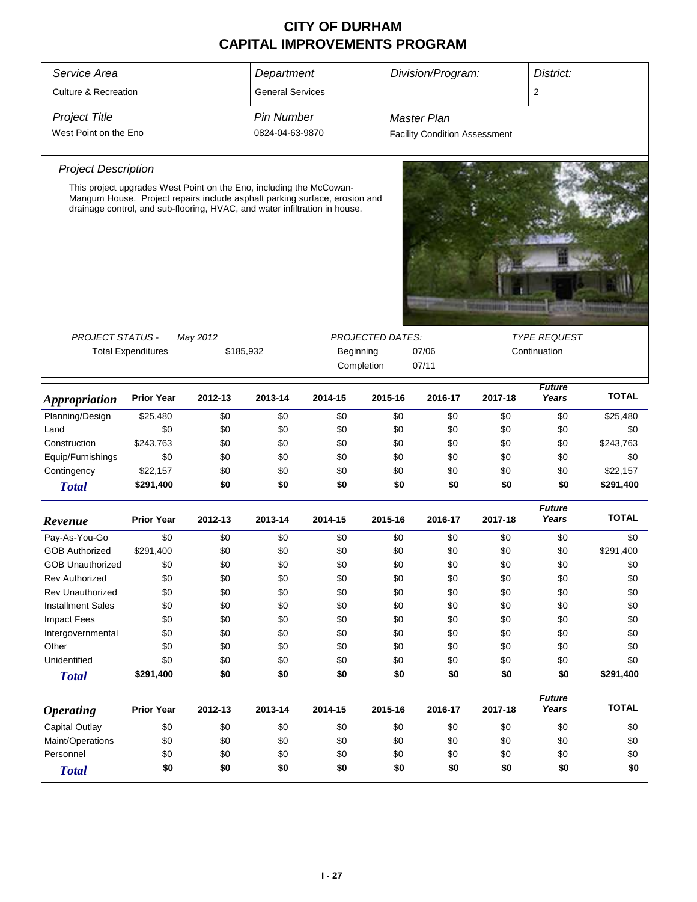# CITY OF DURHAM
# CAPITAL IMPROVEMENTS PROGRAM

| Service Area | Department | Division/Program: | District: |
|---|---|---|---|
| Culture & Recreation | General Services | | 2 |

| Project Title | Pin Number | Master Plan |
|---|---|---|
| West Point on the Eno | 0824-04-63-9870 | Facility Condition Assessment |

### Project Description

This project upgrades West Point on the Eno, including the McCowan-Mangum House. Project repairs include asphalt parking surface, erosion and drainage control, and sub-flooring, HVAC, and water infiltration in house.

| PROJECT STATUS - | May 2012 | PROJECTED DATES: | | TYPE REQUEST |
|---|---|---|---|---|
| Total Expenditures | $185,932 | Beginning | 07/06 | Continuation |
| | | Completion | 07/11 | |

| *Appropriation* | Prior Year | 2012-13 | 2013-14 | 2014-15 | 2015-16 | 2016-17 | 2017-18 | *Future Years* | TOTAL |
|---|---|---|---|---|---|---|---|---|---|
| Planning/Design | $25,480 | $0 | $0 | $0 | $0 | $0 | $0 | $0 | $25,480 |
| Land | $0 | $0 | $0 | $0 | $0 | $0 | $0 | $0 | $0 |
| Construction | $243,763 | $0 | $0 | $0 | $0 | $0 | $0 | $0 | $243,763 |
| Equip/Furnishings | $0 | $0 | $0 | $0 | $0 | $0 | $0 | $0 | $0 |
| Contingency | $22,157 | $0 | $0 | $0 | $0 | $0 | $0 | $0 | $22,157 |
| ***Total*** | **$291,400** | **$0** | **$0** | **$0** | **$0** | **$0** | **$0** | **$0** | **$291,400** |

| *Revenue* | Prior Year | 2012-13 | 2013-14 | 2014-15 | 2015-16 | 2016-17 | 2017-18 | *Future Years* | TOTAL |
|---|---|---|---|---|---|---|---|---|---|
| Pay-As-You-Go | $0 | $0 | $0 | $0 | $0 | $0 | $0 | $0 | $0 |
| GOB Authorized | $291,400 | $0 | $0 | $0 | $0 | $0 | $0 | $0 | $291,400 |
| GOB Unauthorized | $0 | $0 | $0 | $0 | $0 | $0 | $0 | $0 | $0 |
| Rev Authorized | $0 | $0 | $0 | $0 | $0 | $0 | $0 | $0 | $0 |
| Rev Unauthorized | $0 | $0 | $0 | $0 | $0 | $0 | $0 | $0 | $0 |
| Installment Sales | $0 | $0 | $0 | $0 | $0 | $0 | $0 | $0 | $0 |
| Impact Fees | $0 | $0 | $0 | $0 | $0 | $0 | $0 | $0 | $0 |
| Intergovernmental | $0 | $0 | $0 | $0 | $0 | $0 | $0 | $0 | $0 |
| Other | $0 | $0 | $0 | $0 | $0 | $0 | $0 | $0 | $0 |
| Unidentified | $0 | $0 | $0 | $0 | $0 | $0 | $0 | $0 | $0 |
| ***Total*** | **$291,400** | **$0** | **$0** | **$0** | **$0** | **$0** | **$0** | **$0** | **$291,400** |

| *Operating* | Prior Year | 2012-13 | 2013-14 | 2014-15 | 2015-16 | 2016-17 | 2017-18 | *Future Years* | TOTAL |
|---|---|---|---|---|---|---|---|---|---|
| Capital Outlay | $0 | $0 | $0 | $0 | $0 | $0 | $0 | $0 | $0 |
| Maint/Operations | $0 | $0 | $0 | $0 | $0 | $0 | $0 | $0 | $0 |
| Personnel | $0 | $0 | $0 | $0 | $0 | $0 | $0 | $0 | $0 |
| ***Total*** | **$0** | **$0** | **$0** | **$0** | **$0** | **$0** | **$0** | **$0** | **$0** |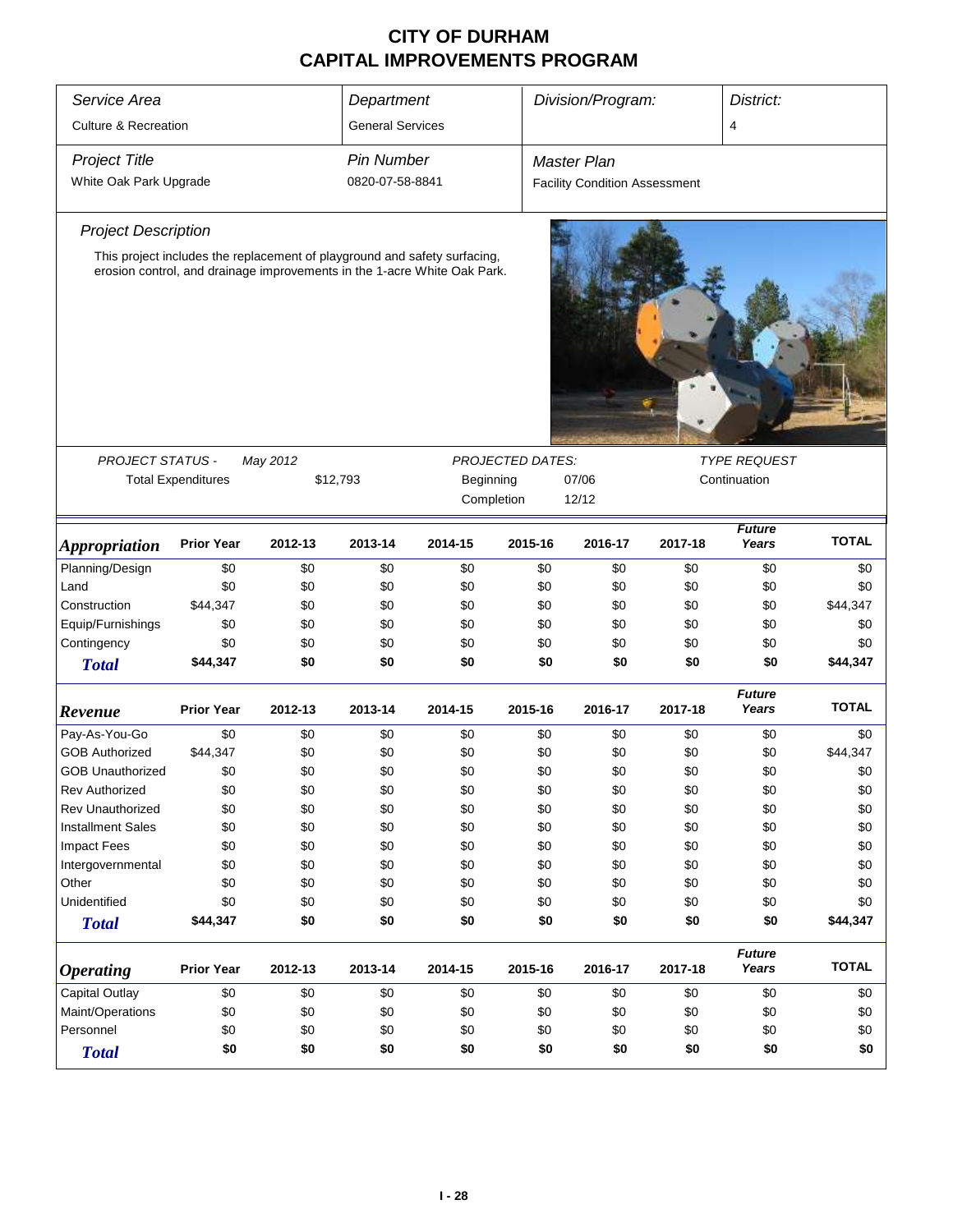# CITY OF DURHAM
# CAPITAL IMPROVEMENTS PROGRAM

| Service Area | Department | Division/Program: | District: |
|---|---|---|---|
| Culture & Recreation | General Services | | 4 |

| Project Title | Pin Number | Master Plan |
|---|---|---|
| White Oak Park Upgrade | 0820-07-58-8841 | Facility Condition Assessment |

*Project Description*

This project includes the replacement of playground and safety surfacing, erosion control, and drainage improvements in the 1-acre White Oak Park.

| PROJECT STATUS - | May 2012 | PROJECTED DATES: | | TYPE REQUEST |
|---|---|---|---|---|
| Total Expenditures | $12,793 | Beginning | 07/06 | Continuation |
| | | Completion | 12/12 | |

| *Appropriation* | Prior Year | 2012-13 | 2013-14 | 2014-15 | 2015-16 | 2016-17 | 2017-18 | *Future Years* | TOTAL |
|---|---|---|---|---|---|---|---|---|---|
| Planning/Design | $0 | $0 | $0 | $0 | $0 | $0 | $0 | $0 | $0 |
| Land | $0 | $0 | $0 | $0 | $0 | $0 | $0 | $0 | $0 |
| Construction | $44,347 | $0 | $0 | $0 | $0 | $0 | $0 | $0 | $44,347 |
| Equip/Furnishings | $0 | $0 | $0 | $0 | $0 | $0 | $0 | $0 | $0 |
| Contingency | $0 | $0 | $0 | $0 | $0 | $0 | $0 | $0 | $0 |
| **Total** | **$44,347** | **$0** | **$0** | **$0** | **$0** | **$0** | **$0** | **$0** | **$44,347** |

| *Revenue* | Prior Year | 2012-13 | 2013-14 | 2014-15 | 2015-16 | 2016-17 | 2017-18 | *Future Years* | TOTAL |
|---|---|---|---|---|---|---|---|---|---|
| Pay-As-You-Go | $0 | $0 | $0 | $0 | $0 | $0 | $0 | $0 | $0 |
| GOB Authorized | $44,347 | $0 | $0 | $0 | $0 | $0 | $0 | $0 | $44,347 |
| GOB Unauthorized | $0 | $0 | $0 | $0 | $0 | $0 | $0 | $0 | $0 |
| Rev Authorized | $0 | $0 | $0 | $0 | $0 | $0 | $0 | $0 | $0 |
| Rev Unauthorized | $0 | $0 | $0 | $0 | $0 | $0 | $0 | $0 | $0 |
| Installment Sales | $0 | $0 | $0 | $0 | $0 | $0 | $0 | $0 | $0 |
| Impact Fees | $0 | $0 | $0 | $0 | $0 | $0 | $0 | $0 | $0 |
| Intergovernmental | $0 | $0 | $0 | $0 | $0 | $0 | $0 | $0 | $0 |
| Other | $0 | $0 | $0 | $0 | $0 | $0 | $0 | $0 | $0 |
| Unidentified | $0 | $0 | $0 | $0 | $0 | $0 | $0 | $0 | $0 |
| **Total** | **$44,347** | **$0** | **$0** | **$0** | **$0** | **$0** | **$0** | **$0** | **$44,347** |

| *Operating* | Prior Year | 2012-13 | 2013-14 | 2014-15 | 2015-16 | 2016-17 | 2017-18 | *Future Years* | TOTAL |
|---|---|---|---|---|---|---|---|---|---|
| Capital Outlay | $0 | $0 | $0 | $0 | $0 | $0 | $0 | $0 | $0 |
| Maint/Operations | $0 | $0 | $0 | $0 | $0 | $0 | $0 | $0 | $0 |
| Personnel | $0 | $0 | $0 | $0 | $0 | $0 | $0 | $0 | $0 |
| **Total** | **$0** | **$0** | **$0** | **$0** | **$0** | **$0** | **$0** | **$0** | **$0** |